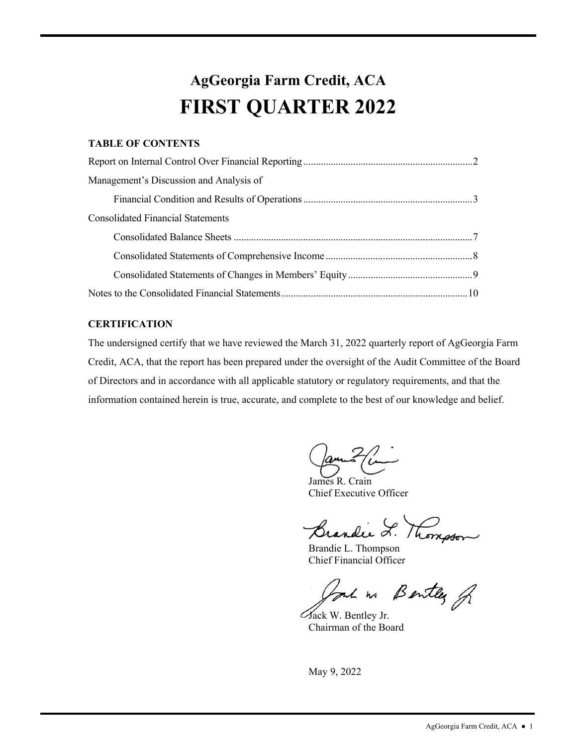# AgGeorgia Farm Credit, ACA
# FIRST QUARTER 2022

**TABLE OF CONTENTS**

Report on Internal Control Over Financial Reporting....................2

Management's Discussion and Analysis of

Financial Condition and Results of Operations....................3

Consolidated Financial Statements

Consolidated Balance Sheets....................7

Consolidated Statements of Comprehensive Income....................8

Consolidated Statements of Changes in Members' Equity....................9

Notes to the Consolidated Financial Statements....................10

**CERTIFICATION**

The undersigned certify that we have reviewed the March 31, 2022 quarterly report of AgGeorgia Farm Credit, ACA, that the report has been prepared under the oversight of the Audit Committee of the Board of Directors and in accordance with all applicable statutory or regulatory requirements, and that the information contained herein is true, accurate, and complete to the best of our knowledge and belief.

James R. Crain
Chief Executive Officer

Brandie L. Thompson
Chief Financial Officer

Jack W. Bentley Jr.
Chairman of the Board

May 9, 2022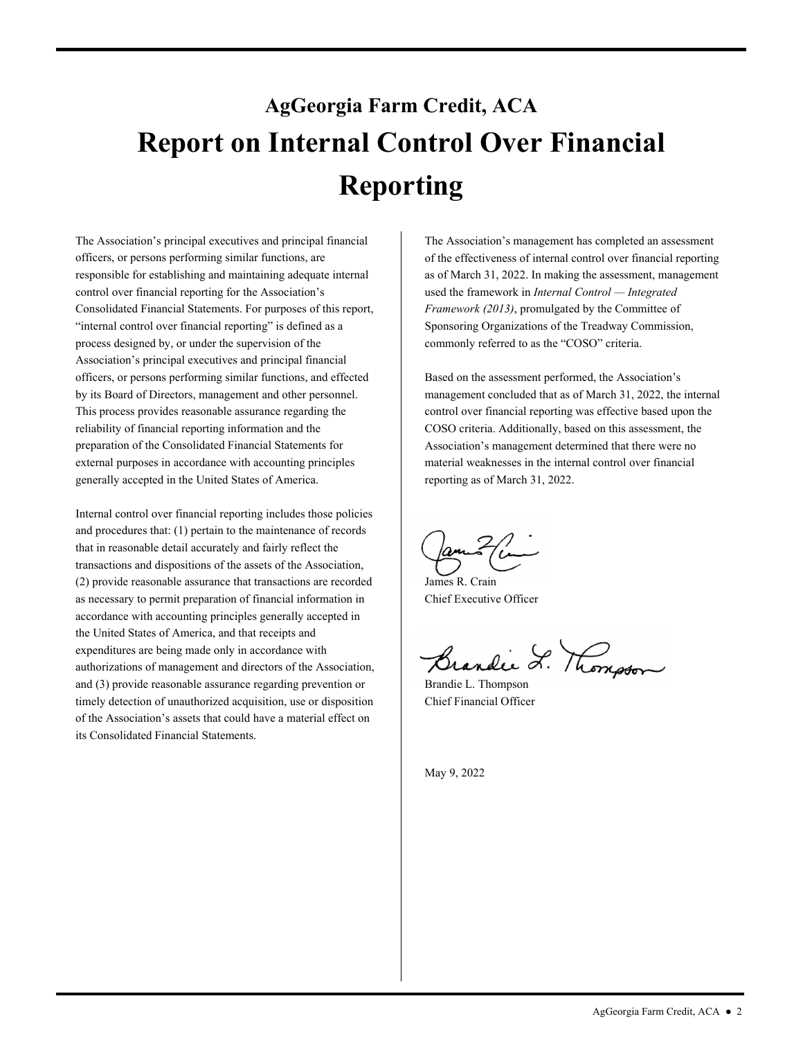## AgGeorgia Farm Credit, ACA

# Report on Internal Control Over Financial Reporting

The Association's principal executives and principal financial officers, or persons performing similar functions, are responsible for establishing and maintaining adequate internal control over financial reporting for the Association's Consolidated Financial Statements. For purposes of this report, "internal control over financial reporting" is defined as a process designed by, or under the supervision of the Association's principal executives and principal financial officers, or persons performing similar functions, and effected by its Board of Directors, management and other personnel. This process provides reasonable assurance regarding the reliability of financial reporting information and the preparation of the Consolidated Financial Statements for external purposes in accordance with accounting principles generally accepted in the United States of America.

Internal control over financial reporting includes those policies and procedures that: (1) pertain to the maintenance of records that in reasonable detail accurately and fairly reflect the transactions and dispositions of the assets of the Association, (2) provide reasonable assurance that transactions are recorded as necessary to permit preparation of financial information in accordance with accounting principles generally accepted in the United States of America, and that receipts and expenditures are being made only in accordance with authorizations of management and directors of the Association, and (3) provide reasonable assurance regarding prevention or timely detection of unauthorized acquisition, use or disposition of the Association's assets that could have a material effect on its Consolidated Financial Statements.

The Association's management has completed an assessment of the effectiveness of internal control over financial reporting as of March 31, 2022. In making the assessment, management used the framework in *Internal Control — Integrated Framework (2013)*, promulgated by the Committee of Sponsoring Organizations of the Treadway Commission, commonly referred to as the "COSO" criteria.

Based on the assessment performed, the Association's management concluded that as of March 31, 2022, the internal control over financial reporting was effective based upon the COSO criteria. Additionally, based on this assessment, the Association's management determined that there were no material weaknesses in the internal control over financial reporting as of March 31, 2022.

James R. Crain
Chief Executive Officer

Brandie L. Thompson
Chief Financial Officer

May 9, 2022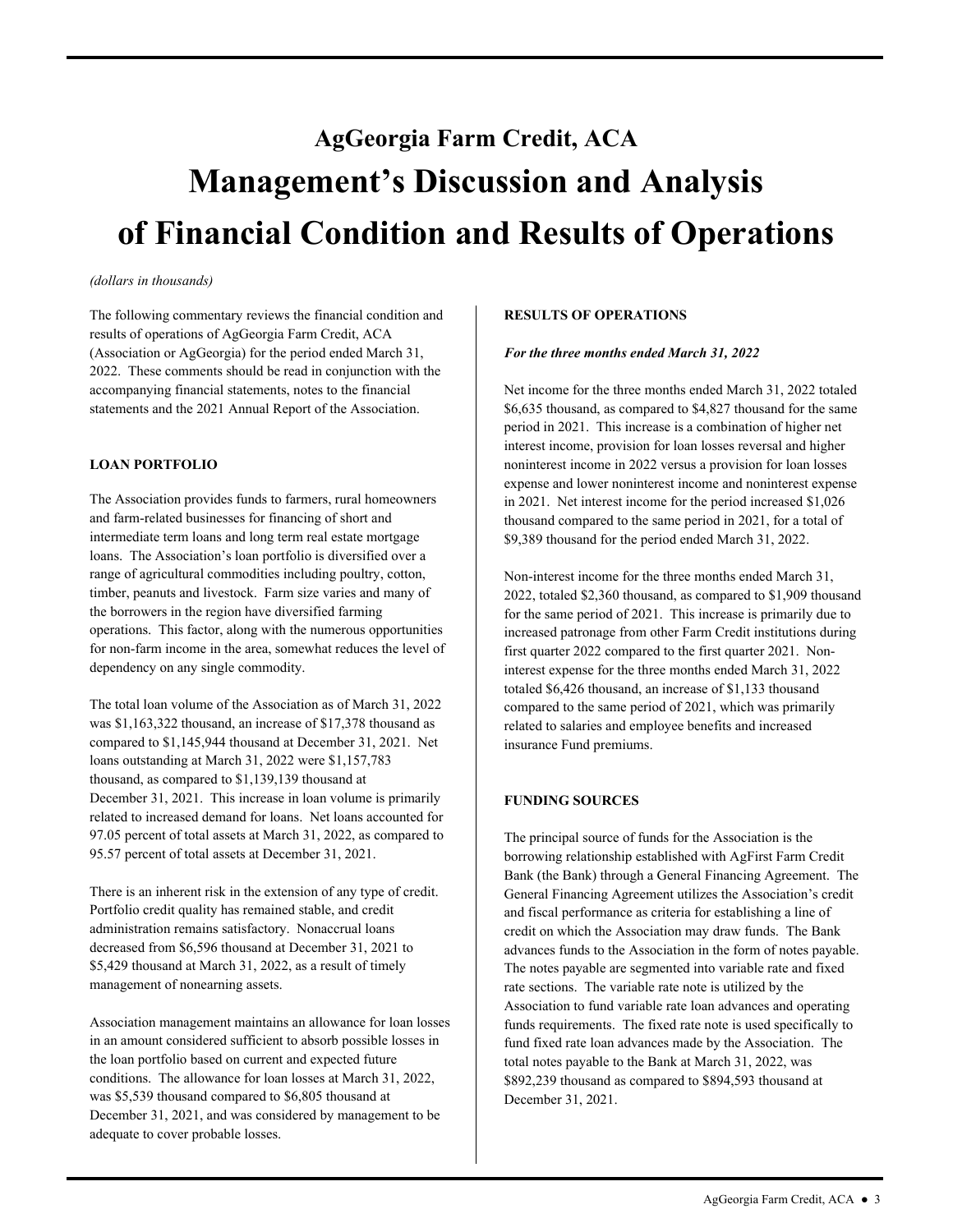# AgGeorgia Farm Credit, ACA

# Management's Discussion and Analysis of Financial Condition and Results of Operations

*(dollars in thousands)*

The following commentary reviews the financial condition and results of operations of AgGeorgia Farm Credit, ACA (Association or AgGeorgia) for the period ended March 31, 2022. These comments should be read in conjunction with the accompanying financial statements, notes to the financial statements and the 2021 Annual Report of the Association.

## LOAN PORTFOLIO

The Association provides funds to farmers, rural homeowners and farm-related businesses for financing of short and intermediate term loans and long term real estate mortgage loans. The Association's loan portfolio is diversified over a range of agricultural commodities including poultry, cotton, timber, peanuts and livestock. Farm size varies and many of the borrowers in the region have diversified farming operations. This factor, along with the numerous opportunities for non-farm income in the area, somewhat reduces the level of dependency on any single commodity.

The total loan volume of the Association as of March 31, 2022 was $1,163,322 thousand, an increase of $17,378 thousand as compared to $1,145,944 thousand at December 31, 2021. Net loans outstanding at March 31, 2022 were $1,157,783 thousand, as compared to $1,139,139 thousand at December 31, 2021. This increase in loan volume is primarily related to increased demand for loans. Net loans accounted for 97.05 percent of total assets at March 31, 2022, as compared to 95.57 percent of total assets at December 31, 2021.

There is an inherent risk in the extension of any type of credit. Portfolio credit quality has remained stable, and credit administration remains satisfactory. Nonaccrual loans decreased from $6,596 thousand at December 31, 2021 to $5,429 thousand at March 31, 2022, as a result of timely management of nonearning assets.

Association management maintains an allowance for loan losses in an amount considered sufficient to absorb possible losses in the loan portfolio based on current and expected future conditions. The allowance for loan losses at March 31, 2022, was $5,539 thousand compared to $6,805 thousand at December 31, 2021, and was considered by management to be adequate to cover probable losses.

## RESULTS OF OPERATIONS

***For the three months ended March 31, 2022***

Net income for the three months ended March 31, 2022 totaled $6,635 thousand, as compared to $4,827 thousand for the same period in 2021. This increase is a combination of higher net interest income, provision for loan losses reversal and higher noninterest income in 2022 versus a provision for loan losses expense and lower noninterest income and noninterest expense in 2021. Net interest income for the period increased $1,026 thousand compared to the same period in 2021, for a total of $9,389 thousand for the period ended March 31, 2022.

Non-interest income for the three months ended March 31, 2022, totaled $2,360 thousand, as compared to $1,909 thousand for the same period of 2021. This increase is primarily due to increased patronage from other Farm Credit institutions during first quarter 2022 compared to the first quarter 2021. Non-interest expense for the three months ended March 31, 2022 totaled $6,426 thousand, an increase of $1,133 thousand compared to the same period of 2021, which was primarily related to salaries and employee benefits and increased insurance Fund premiums.

## FUNDING SOURCES

The principal source of funds for the Association is the borrowing relationship established with AgFirst Farm Credit Bank (the Bank) through a General Financing Agreement. The General Financing Agreement utilizes the Association's credit and fiscal performance as criteria for establishing a line of credit on which the Association may draw funds. The Bank advances funds to the Association in the form of notes payable. The notes payable are segmented into variable rate and fixed rate sections. The variable rate note is utilized by the Association to fund variable rate loan advances and operating funds requirements. The fixed rate note is used specifically to fund fixed rate loan advances made by the Association. The total notes payable to the Bank at March 31, 2022, was $892,239 thousand as compared to $894,593 thousand at December 31, 2021.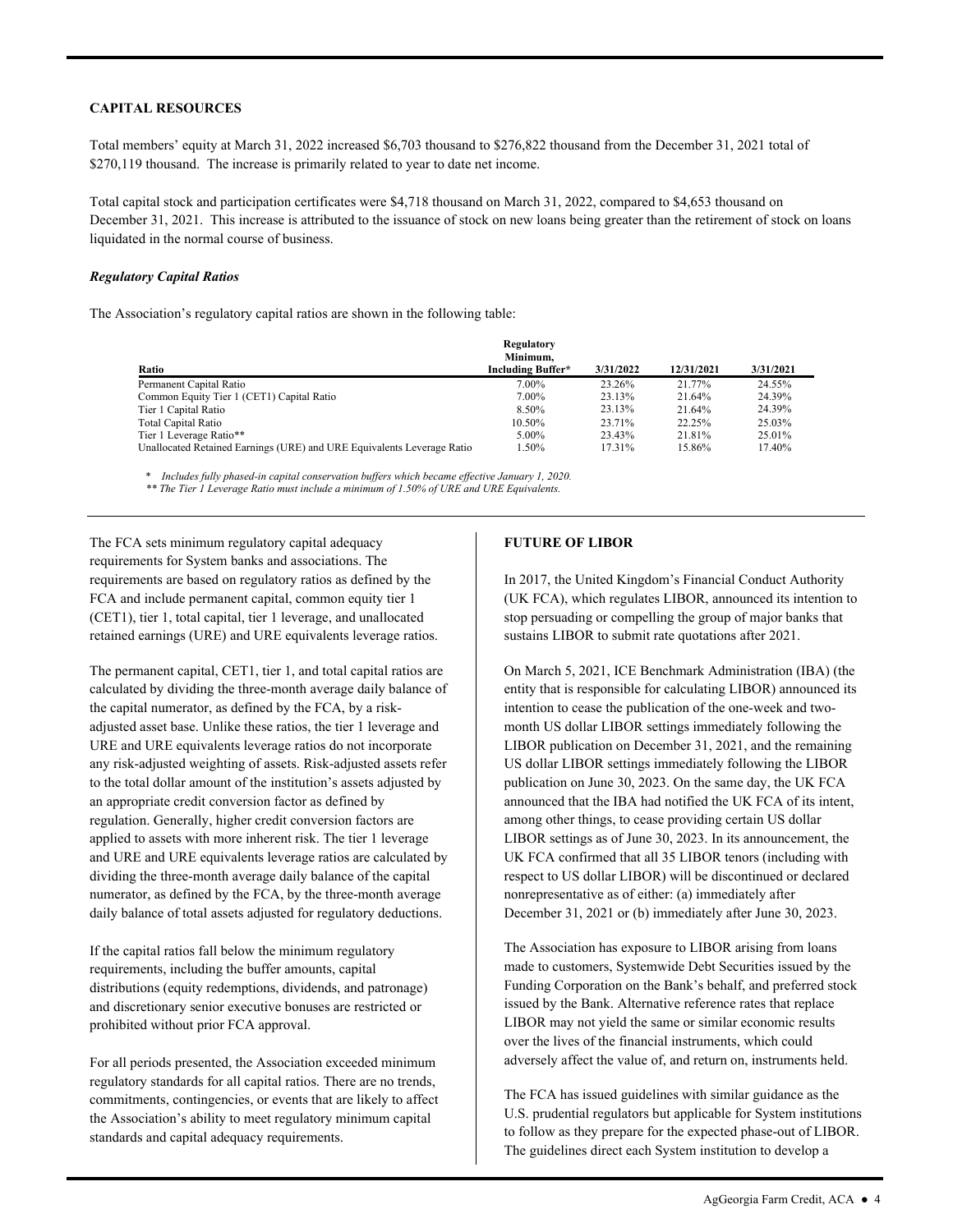## CAPITAL RESOURCES

Total members' equity at March 31, 2022 increased $6,703 thousand to $276,822 thousand from the December 31, 2021 total of $270,119 thousand. The increase is primarily related to year to date net income.

Total capital stock and participation certificates were $4,718 thousand on March 31, 2022, compared to $4,653 thousand on December 31, 2021. This increase is attributed to the issuance of stock on new loans being greater than the retirement of stock on loans liquidated in the normal course of business.

### *Regulatory Capital Ratios*

The Association's regulatory capital ratios are shown in the following table:

| Ratio | Regulatory Minimum, Including Buffer* | 3/31/2022 | 12/31/2021 | 3/31/2021 |
|---|---|---|---|---|
| Permanent Capital Ratio | 7.00% | 23.26% | 21.77% | 24.55% |
| Common Equity Tier 1 (CET1) Capital Ratio | 7.00% | 23.13% | 21.64% | 24.39% |
| Tier 1 Capital Ratio | 8.50% | 23.13% | 21.64% | 24.39% |
| Total Capital Ratio | 10.50% | 23.71% | 22.25% | 25.03% |
| Tier 1 Leverage Ratio** | 5.00% | 23.43% | 21.81% | 25.01% |
| Unallocated Retained Earnings (URE) and URE Equivalents Leverage Ratio | 1.50% | 17.31% | 15.86% | 17.40% |

\* *Includes fully phased-in capital conservation buffers which became effective January 1, 2020.*
\** *The Tier 1 Leverage Ratio must include a minimum of 1.50% of URE and URE Equivalents.*

The FCA sets minimum regulatory capital adequacy requirements for System banks and associations. The requirements are based on regulatory ratios as defined by the FCA and include permanent capital, common equity tier 1 (CET1), tier 1, total capital, tier 1 leverage, and unallocated retained earnings (URE) and URE equivalents leverage ratios.

The permanent capital, CET1, tier 1, and total capital ratios are calculated by dividing the three-month average daily balance of the capital numerator, as defined by the FCA, by a risk-adjusted asset base. Unlike these ratios, the tier 1 leverage and URE and URE equivalents leverage ratios do not incorporate any risk-adjusted weighting of assets. Risk-adjusted assets refer to the total dollar amount of the institution's assets adjusted by an appropriate credit conversion factor as defined by regulation. Generally, higher credit conversion factors are applied to assets with more inherent risk. The tier 1 leverage and URE and URE equivalents leverage ratios are calculated by dividing the three-month average daily balance of the capital numerator, as defined by the FCA, by the three-month average daily balance of total assets adjusted for regulatory deductions.

If the capital ratios fall below the minimum regulatory requirements, including the buffer amounts, capital distributions (equity redemptions, dividends, and patronage) and discretionary senior executive bonuses are restricted or prohibited without prior FCA approval.

For all periods presented, the Association exceeded minimum regulatory standards for all capital ratios. There are no trends, commitments, contingencies, or events that are likely to affect the Association's ability to meet regulatory minimum capital standards and capital adequacy requirements.

## FUTURE OF LIBOR

In 2017, the United Kingdom's Financial Conduct Authority (UK FCA), which regulates LIBOR, announced its intention to stop persuading or compelling the group of major banks that sustains LIBOR to submit rate quotations after 2021.

On March 5, 2021, ICE Benchmark Administration (IBA) (the entity that is responsible for calculating LIBOR) announced its intention to cease the publication of the one-week and two-month US dollar LIBOR settings immediately following the LIBOR publication on December 31, 2021, and the remaining US dollar LIBOR settings immediately following the LIBOR publication on June 30, 2023. On the same day, the UK FCA announced that the IBA had notified the UK FCA of its intent, among other things, to cease providing certain US dollar LIBOR settings as of June 30, 2023. In its announcement, the UK FCA confirmed that all 35 LIBOR tenors (including with respect to US dollar LIBOR) will be discontinued or declared nonrepresentative as of either: (a) immediately after December 31, 2021 or (b) immediately after June 30, 2023.

The Association has exposure to LIBOR arising from loans made to customers, Systemwide Debt Securities issued by the Funding Corporation on the Bank's behalf, and preferred stock issued by the Bank. Alternative reference rates that replace LIBOR may not yield the same or similar economic results over the lives of the financial instruments, which could adversely affect the value of, and return on, instruments held.

The FCA has issued guidelines with similar guidance as the U.S. prudential regulators but applicable for System institutions to follow as they prepare for the expected phase-out of LIBOR. The guidelines direct each System institution to develop a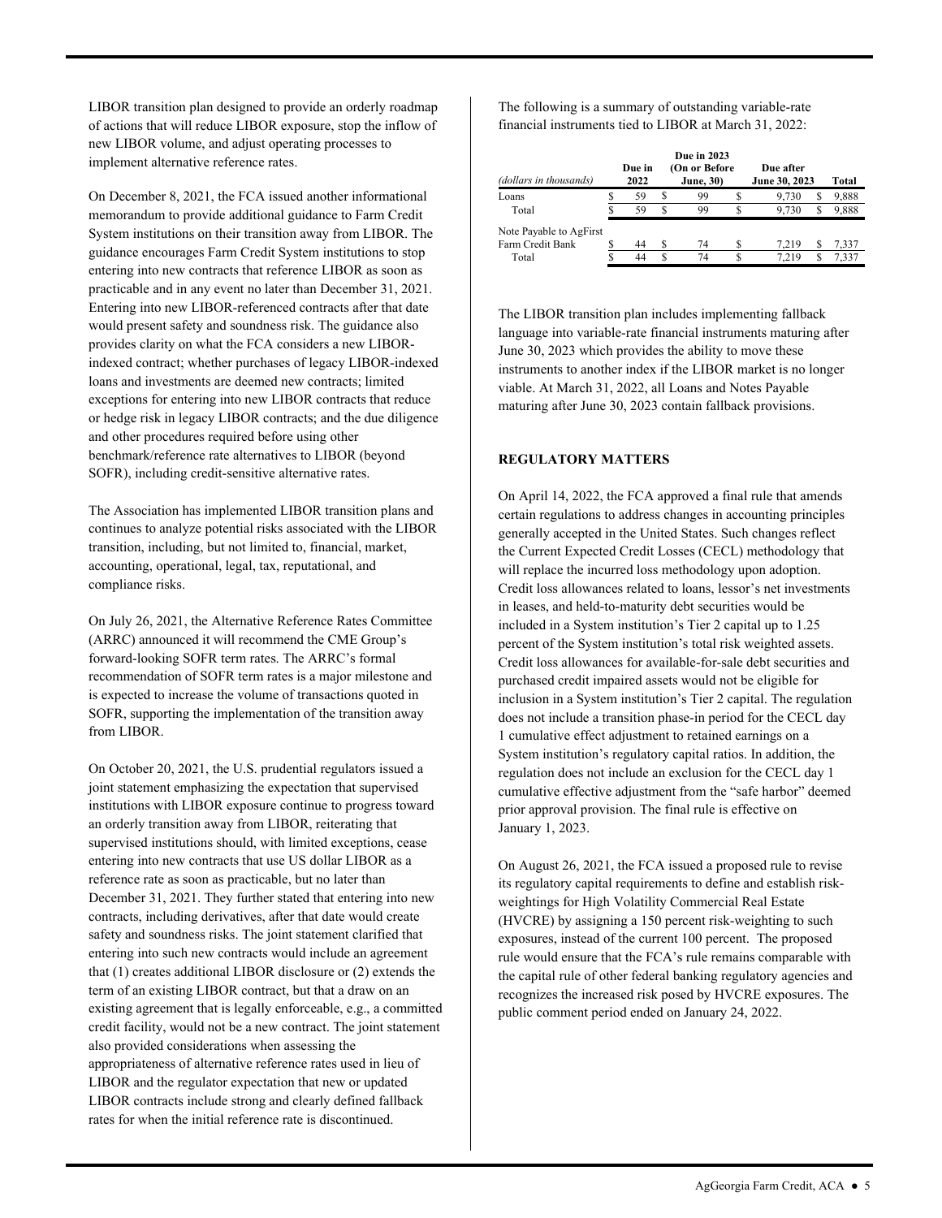LIBOR transition plan designed to provide an orderly roadmap of actions that will reduce LIBOR exposure, stop the inflow of new LIBOR volume, and adjust operating processes to implement alternative reference rates.

On December 8, 2021, the FCA issued another informational memorandum to provide additional guidance to Farm Credit System institutions on their transition away from LIBOR. The guidance encourages Farm Credit System institutions to stop entering into new contracts that reference LIBOR as soon as practicable and in any event no later than December 31, 2021. Entering into new LIBOR-referenced contracts after that date would present safety and soundness risk. The guidance also provides clarity on what the FCA considers a new LIBOR-indexed contract; whether purchases of legacy LIBOR-indexed loans and investments are deemed new contracts; limited exceptions for entering into new LIBOR contracts that reduce or hedge risk in legacy LIBOR contracts; and the due diligence and other procedures required before using other benchmark/reference rate alternatives to LIBOR (beyond SOFR), including credit-sensitive alternative rates.

The Association has implemented LIBOR transition plans and continues to analyze potential risks associated with the LIBOR transition, including, but not limited to, financial, market, accounting, operational, legal, tax, reputational, and compliance risks.

On July 26, 2021, the Alternative Reference Rates Committee (ARRC) announced it will recommend the CME Group's forward-looking SOFR term rates. The ARRC's formal recommendation of SOFR term rates is a major milestone and is expected to increase the volume of transactions quoted in SOFR, supporting the implementation of the transition away from LIBOR.

On October 20, 2021, the U.S. prudential regulators issued a joint statement emphasizing the expectation that supervised institutions with LIBOR exposure continue to progress toward an orderly transition away from LIBOR, reiterating that supervised institutions should, with limited exceptions, cease entering into new contracts that use US dollar LIBOR as a reference rate as soon as practicable, but no later than December 31, 2021. They further stated that entering into new contracts, including derivatives, after that date would create safety and soundness risks. The joint statement clarified that entering into such new contracts would include an agreement that (1) creates additional LIBOR disclosure or (2) extends the term of an existing LIBOR contract, but that a draw on an existing agreement that is legally enforceable, e.g., a committed credit facility, would not be a new contract. The joint statement also provided considerations when assessing the appropriateness of alternative reference rates used in lieu of LIBOR and the regulator expectation that new or updated LIBOR contracts include strong and clearly defined fallback rates for when the initial reference rate is discontinued.

The following is a summary of outstanding variable-rate financial instruments tied to LIBOR at March 31, 2022:

| *(dollars in thousands)* | Due in 2022 | Due in 2023 (On or Before June, 30) | Due after June 30, 2023 | Total |
|---|---|---|---|---|
| Loans | $ 59 | $ 99 | $ 9,730 | $ 9,888 |
| Total | $ 59 | $ 99 | $ 9,730 | $ 9,888 |
| Note Payable to AgFirst Farm Credit Bank | $ 44 | $ 74 | $ 7,219 | $ 7,337 |
| Total | $ 44 | $ 74 | $ 7,219 | $ 7,337 |

The LIBOR transition plan includes implementing fallback language into variable-rate financial instruments maturing after June 30, 2023 which provides the ability to move these instruments to another index if the LIBOR market is no longer viable. At March 31, 2022, all Loans and Notes Payable maturing after June 30, 2023 contain fallback provisions.

## REGULATORY MATTERS

On April 14, 2022, the FCA approved a final rule that amends certain regulations to address changes in accounting principles generally accepted in the United States. Such changes reflect the Current Expected Credit Losses (CECL) methodology that will replace the incurred loss methodology upon adoption. Credit loss allowances related to loans, lessor's net investments in leases, and held-to-maturity debt securities would be included in a System institution's Tier 2 capital up to 1.25 percent of the System institution's total risk weighted assets. Credit loss allowances for available-for-sale debt securities and purchased credit impaired assets would not be eligible for inclusion in a System institution's Tier 2 capital. The regulation does not include a transition phase-in period for the CECL day 1 cumulative effect adjustment to retained earnings on a System institution's regulatory capital ratios. In addition, the regulation does not include an exclusion for the CECL day 1 cumulative effective adjustment from the "safe harbor" deemed prior approval provision. The final rule is effective on January 1, 2023.

On August 26, 2021, the FCA issued a proposed rule to revise its regulatory capital requirements to define and establish risk-weightings for High Volatility Commercial Real Estate (HVCRE) by assigning a 150 percent risk-weighting to such exposures, instead of the current 100 percent. The proposed rule would ensure that the FCA's rule remains comparable with the capital rule of other federal banking regulatory agencies and recognizes the increased risk posed by HVCRE exposures. The public comment period ended on January 24, 2022.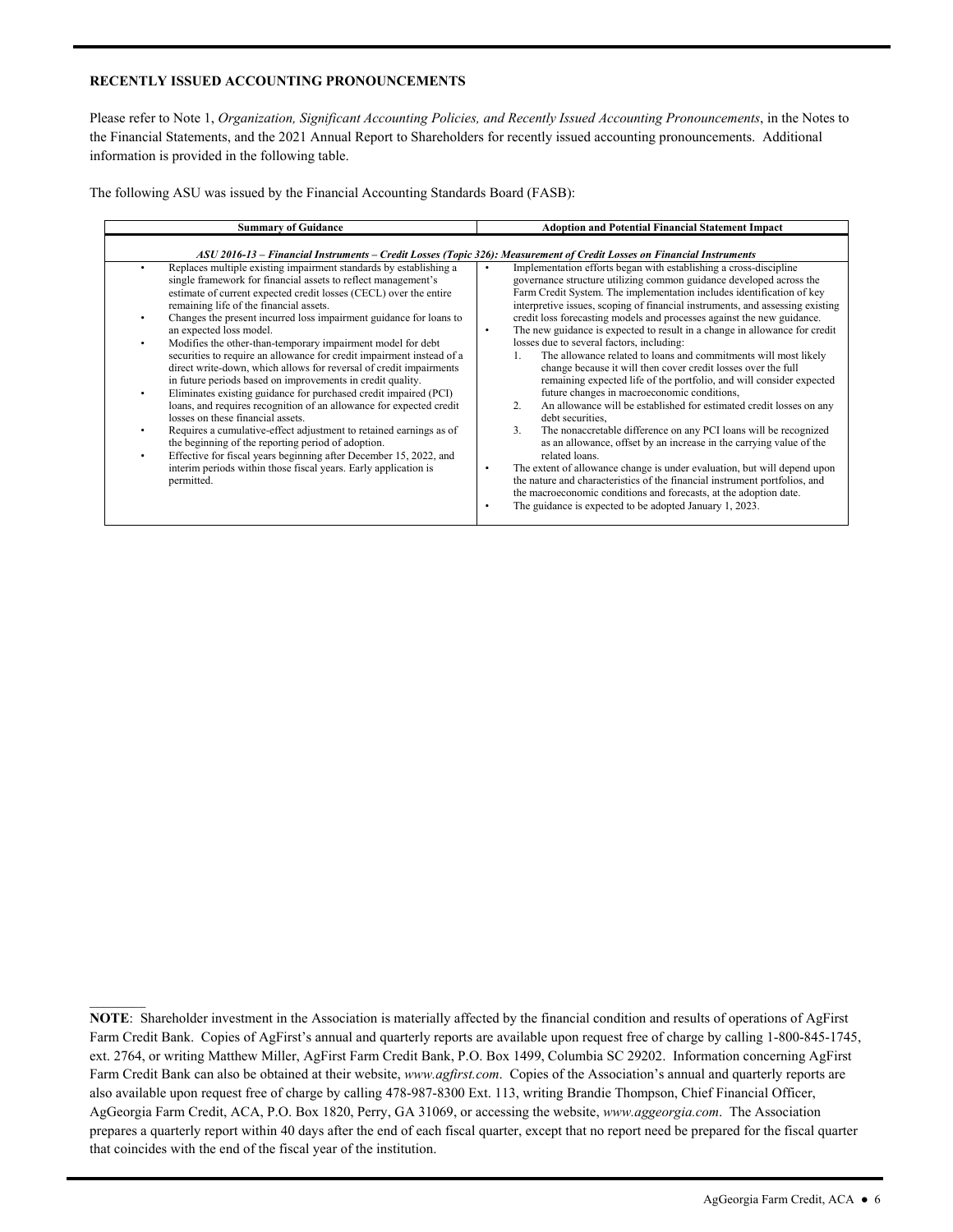## RECENTLY ISSUED ACCOUNTING PRONOUNCEMENTS

Please refer to Note 1, *Organization, Significant Accounting Policies, and Recently Issued Accounting Pronouncements*, in the Notes to the Financial Statements, and the 2021 Annual Report to Shareholders for recently issued accounting pronouncements. Additional information is provided in the following table.

The following ASU was issued by the Financial Accounting Standards Board (FASB):

| Summary of Guidance | Adoption and Potential Financial Statement Impact |
|---|---|
| ***ASU 2016-13 – Financial Instruments – Credit Losses (Topic 326): Measurement of Credit Losses on Financial Instruments*** | |
| • Replaces multiple existing impairment standards by establishing a single framework for financial assets to reflect management's estimate of current expected credit losses (CECL) over the entire remaining life of the financial assets.<br>• Changes the present incurred loss impairment guidance for loans to an expected loss model.<br>• Modifies the other-than-temporary impairment model for debt securities to require an allowance for credit impairment instead of a direct write-down, which allows for reversal of credit impairments in future periods based on improvements in credit quality.<br>• Eliminates existing guidance for purchased credit impaired (PCI) loans, and requires recognition of an allowance for expected credit losses on these financial assets.<br>• Requires a cumulative-effect adjustment to retained earnings as of the beginning of the reporting period of adoption.<br>• Effective for fiscal years beginning after December 15, 2022, and interim periods within those fiscal years. Early application is permitted. | • Implementation efforts began with establishing a cross-discipline governance structure utilizing common guidance developed across the Farm Credit System. The implementation includes identification of key interpretive issues, scoping of financial instruments, and assessing existing credit loss forecasting models and processes against the new guidance.<br>• The new guidance is expected to result in a change in allowance for credit losses due to several factors, including:<br>1. The allowance related to loans and commitments will most likely change because it will then cover credit losses over the full remaining expected life of the portfolio, and will consider expected future changes in macroeconomic conditions,<br>2. An allowance will be established for estimated credit losses on any debt securities,<br>3. The nonaccretable difference on any PCI loans will be recognized as an allowance, offset by an increase in the carrying value of the related loans.<br>• The extent of allowance change is under evaluation, but will depend upon the nature and characteristics of the financial instrument portfolios, and the macroeconomic conditions and forecasts, at the adoption date.<br>• The guidance is expected to be adopted January 1, 2023. |

---

**NOTE**: Shareholder investment in the Association is materially affected by the financial condition and results of operations of AgFirst Farm Credit Bank. Copies of AgFirst's annual and quarterly reports are available upon request free of charge by calling 1-800-845-1745, ext. 2764, or writing Matthew Miller, AgFirst Farm Credit Bank, P.O. Box 1499, Columbia SC 29202. Information concerning AgFirst Farm Credit Bank can also be obtained at their website, *www.agfirst.com*. Copies of the Association's annual and quarterly reports are also available upon request free of charge by calling 478-987-8300 Ext. 113, writing Brandie Thompson, Chief Financial Officer, AgGeorgia Farm Credit, ACA, P.O. Box 1820, Perry, GA 31069, or accessing the website, *www.aggeorgia.com*. The Association prepares a quarterly report within 40 days after the end of each fiscal quarter, except that no report need be prepared for the fiscal quarter that coincides with the end of the fiscal year of the institution.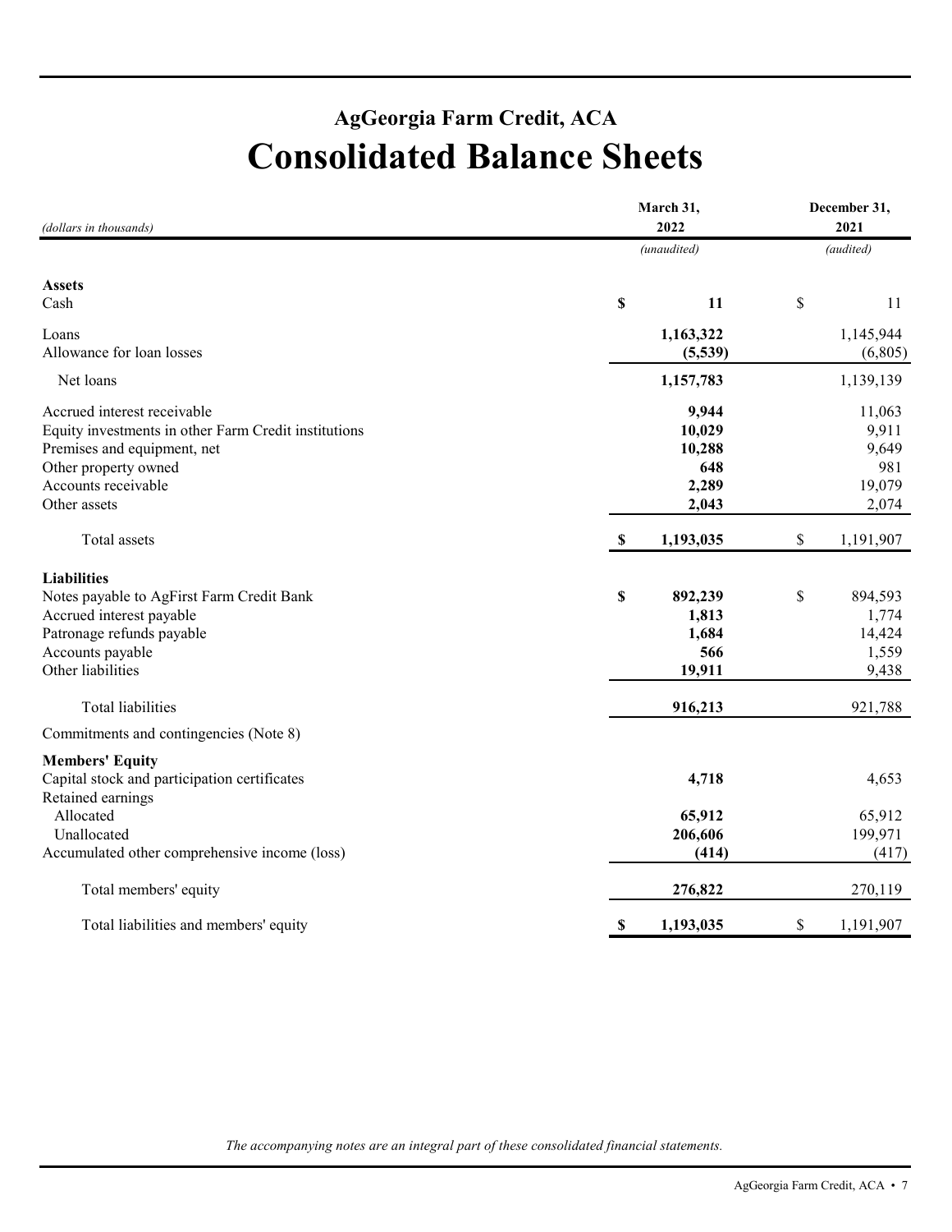# AgGeorgia Farm Credit, ACA

# Consolidated Balance Sheets

| *(dollars in thousands)* | March 31, 2022 *(unaudited)* | December 31, 2021 *(audited)* |
|---|---|---|
| **Assets** | | |
| Cash | **$ 11** | $ 11 |
| Loans | **1,163,322** | 1,145,944 |
| Allowance for loan losses | **(5,539)** | (6,805) |
| Net loans | **1,157,783** | 1,139,139 |
| Accrued interest receivable | **9,944** | 11,063 |
| Equity investments in other Farm Credit institutions | **10,029** | 9,911 |
| Premises and equipment, net | **10,288** | 9,649 |
| Other property owned | **648** | 981 |
| Accounts receivable | **2,289** | 19,079 |
| Other assets | **2,043** | 2,074 |
| Total assets | **$ 1,193,035** | $ 1,191,907 |
| **Liabilities** | | |
| Notes payable to AgFirst Farm Credit Bank | **$ 892,239** | $ 894,593 |
| Accrued interest payable | **1,813** | 1,774 |
| Patronage refunds payable | **1,684** | 14,424 |
| Accounts payable | **566** | 1,559 |
| Other liabilities | **19,911** | 9,438 |
| Total liabilities | **916,213** | 921,788 |
| Commitments and contingencies (Note 8) | | |
| **Members' Equity** | | |
| Capital stock and participation certificates | **4,718** | 4,653 |
| Retained earnings | | |
| Allocated | **65,912** | 65,912 |
| Unallocated | **206,606** | 199,971 |
| Accumulated other comprehensive income (loss) | **(414)** | (417) |
| Total members' equity | **276,822** | 270,119 |
| Total liabilities and members' equity | **$ 1,193,035** | $ 1,191,907 |

*The accompanying notes are an integral part of these consolidated financial statements.*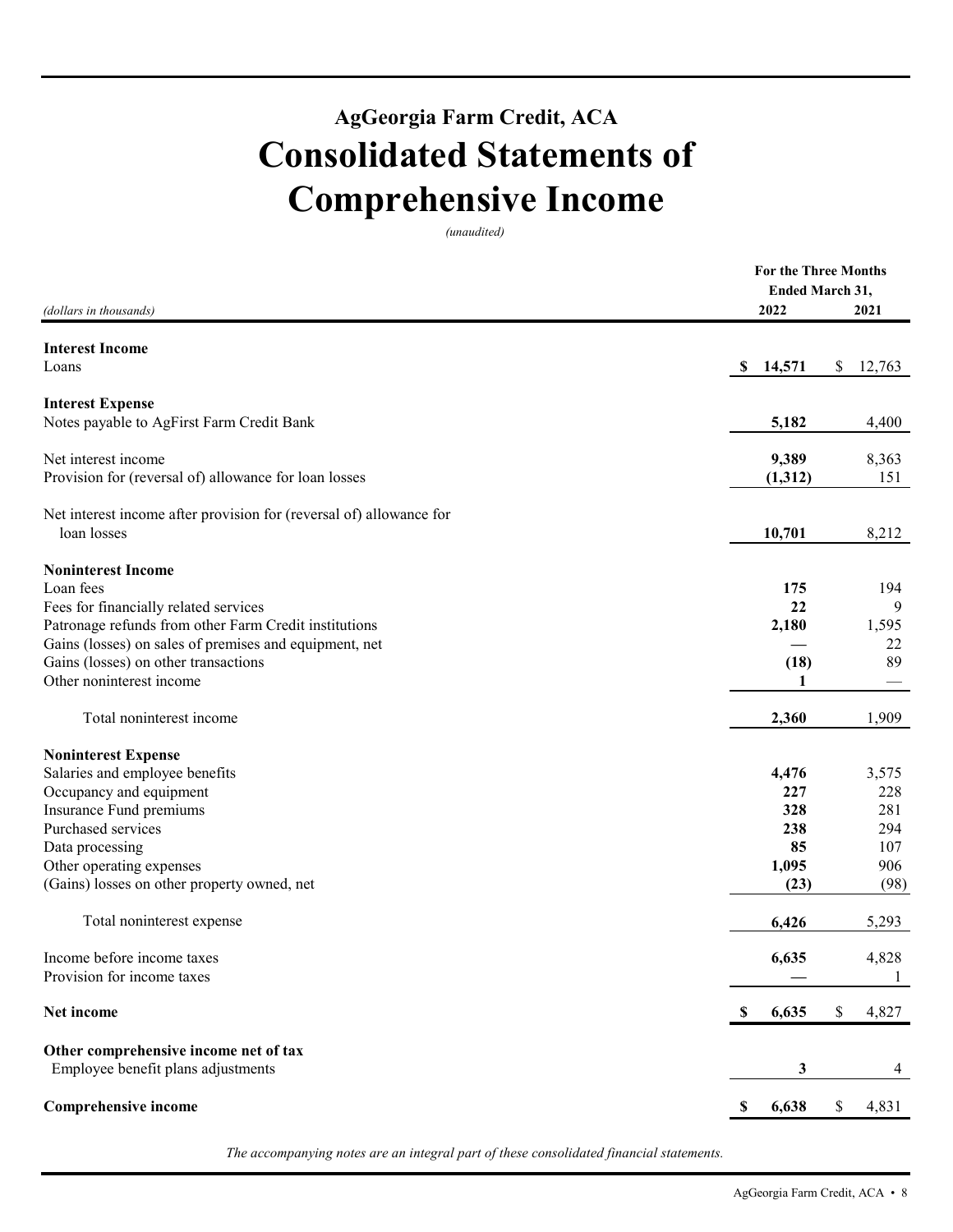# AgGeorgia Farm Credit, ACA

# Consolidated Statements of Comprehensive Income

*(unaudited)*

| *(dollars in thousands)* | For the Three Months Ended March 31, 2022 | 2021 |
|---|---|---|
| **Interest Income** | | |
| Loans | **$ 14,571** | $ 12,763 |
| **Interest Expense** | | |
| Notes payable to AgFirst Farm Credit Bank | **5,182** | 4,400 |
| Net interest income | **9,389** | 8,363 |
| Provision for (reversal of) allowance for loan losses | **(1,312)** | 151 |
| Net interest income after provision for (reversal of) allowance for loan losses | **10,701** | 8,212 |
| **Noninterest Income** | | |
| Loan fees | **175** | 194 |
| Fees for financially related services | **22** | 9 |
| Patronage refunds from other Farm Credit institutions | **2,180** | 1,595 |
| Gains (losses) on sales of premises and equipment, net | **—** | 22 |
| Gains (losses) on other transactions | **(18)** | 89 |
| Other noninterest income | **1** | — |
| Total noninterest income | **2,360** | 1,909 |
| **Noninterest Expense** | | |
| Salaries and employee benefits | **4,476** | 3,575 |
| Occupancy and equipment | **227** | 228 |
| Insurance Fund premiums | **328** | 281 |
| Purchased services | **238** | 294 |
| Data processing | **85** | 107 |
| Other operating expenses | **1,095** | 906 |
| (Gains) losses on other property owned, net | **(23)** | (98) |
| Total noninterest expense | **6,426** | 5,293 |
| Income before income taxes | **6,635** | 4,828 |
| Provision for income taxes | **—** | 1 |
| **Net income** | **$ 6,635** | $ 4,827 |
| **Other comprehensive income net of tax** | | |
| Employee benefit plans adjustments | **3** | 4 |
| **Comprehensive income** | **$ 6,638** | $ 4,831 |

*The accompanying notes are an integral part of these consolidated financial statements.*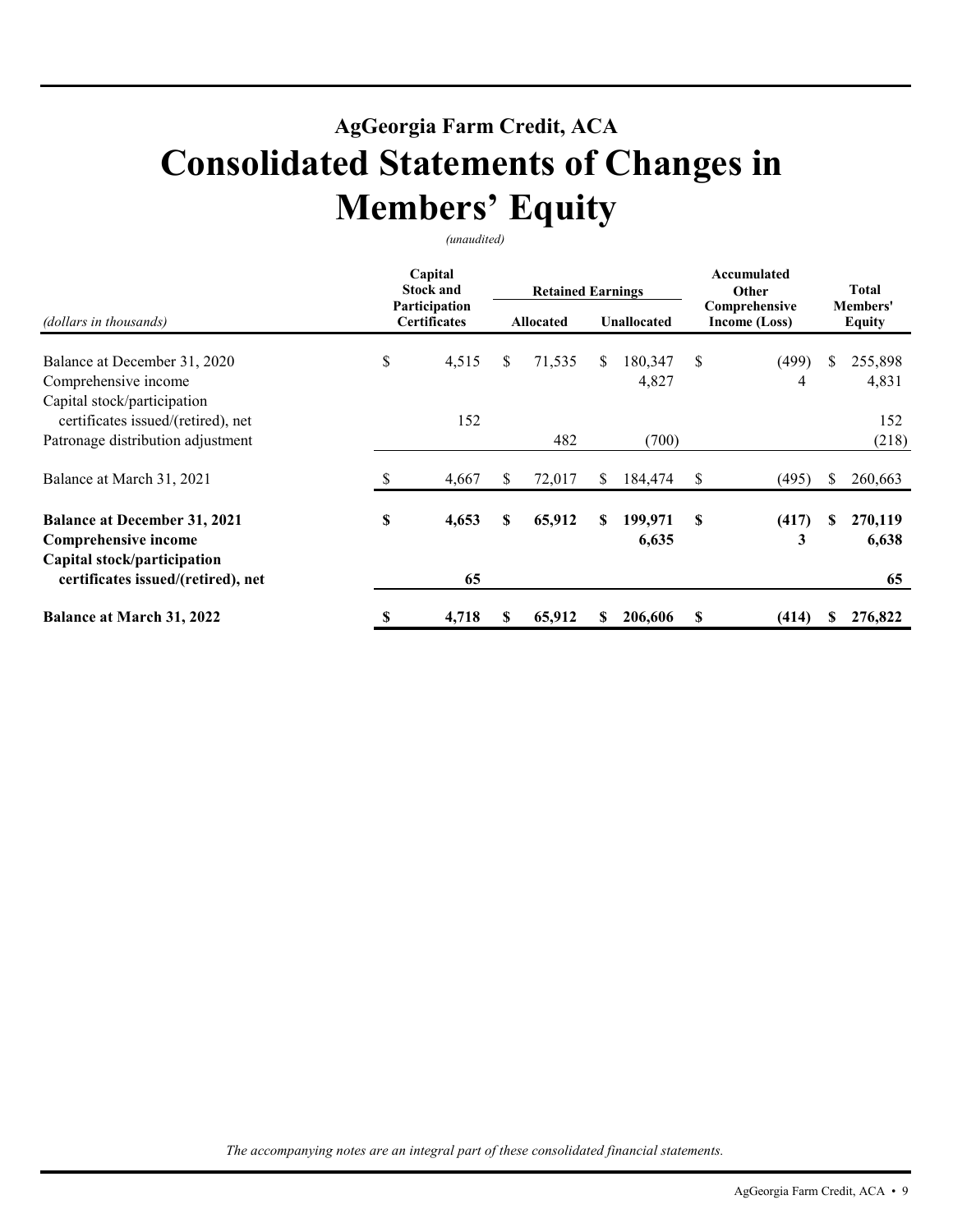## AgGeorgia Farm Credit, ACA

# Consolidated Statements of Changes in Members' Equity

*(unaudited)*

| *(dollars in thousands)* | Capital Stock and Participation Certificates | Retained Earnings | | Accumulated Other Comprehensive Income (Loss) | Total Members' Equity |
|---|---|---|---|---|---|
| | | Allocated | Unallocated | | |
| Balance at December 31, 2020 | $ 4,515 | $ 71,535 | $ 180,347 | $ (499) | $ 255,898 |
| Comprehensive income | | | 4,827 | 4 | 4,831 |
| Capital stock/participation certificates issued/(retired), net | 152 | | | | 152 |
| Patronage distribution adjustment | | 482 | (700) | | (218) |
| Balance at March 31, 2021 | $ 4,667 | $ 72,017 | $ 184,474 | $ (495) | $ 260,663 |
| **Balance at December 31, 2021** | **$ 4,653** | **$ 65,912** | **$ 199,971** | **$ (417)** | **$ 270,119** |
| **Comprehensive income** | | | **6,635** | **3** | **6,638** |
| **Capital stock/participation certificates issued/(retired), net** | **65** | | | | **65** |
| **Balance at March 31, 2022** | **$ 4,718** | **$ 65,912** | **$ 206,606** | **$ (414)** | **$ 276,822** |

*The accompanying notes are an integral part of these consolidated financial statements.*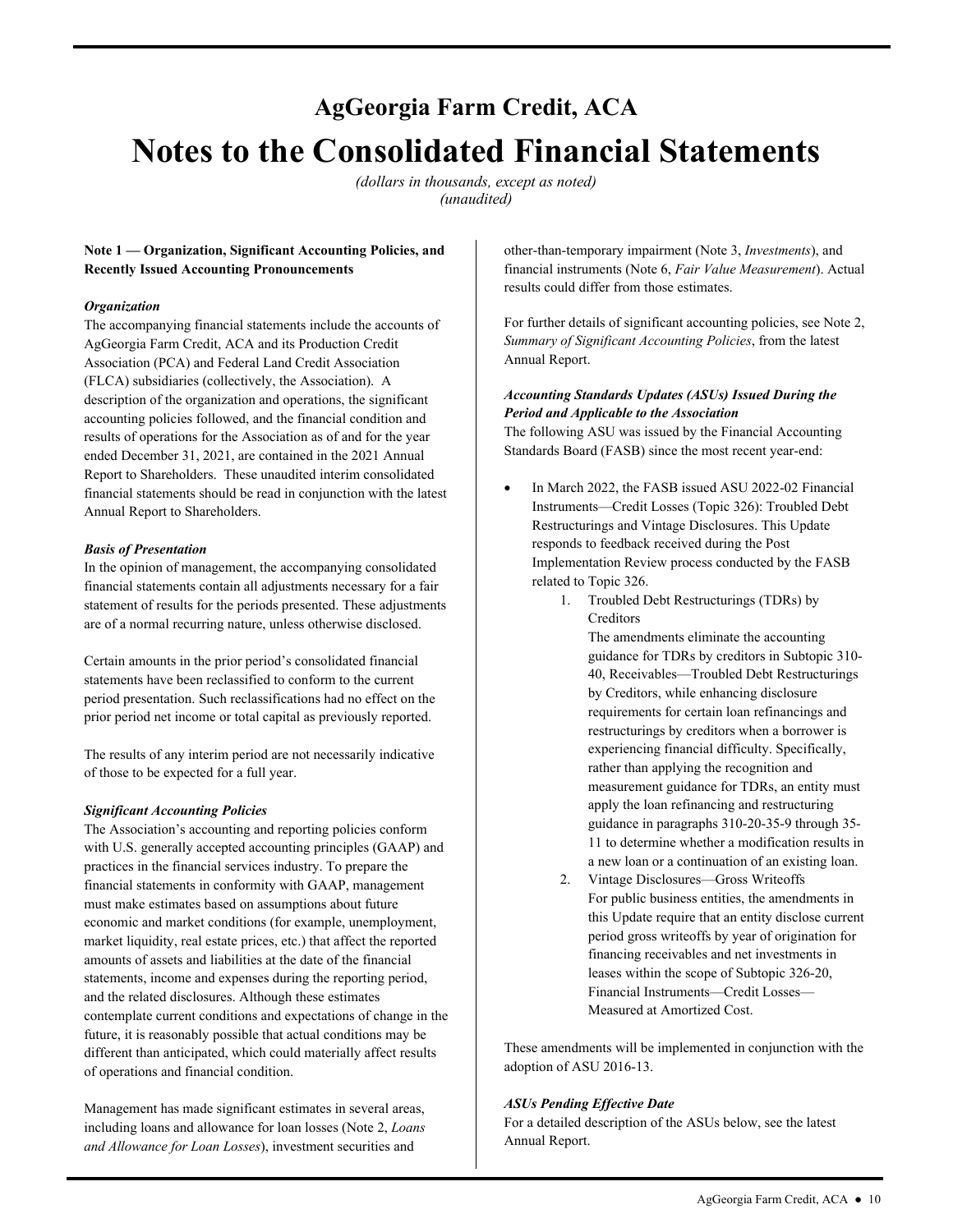# AgGeorgia Farm Credit, ACA

# Notes to the Consolidated Financial Statements

*(dollars in thousands, except as noted)*
*(unaudited)*

**Note 1 — Organization, Significant Accounting Policies, and Recently Issued Accounting Pronouncements**

***Organization***

The accompanying financial statements include the accounts of AgGeorgia Farm Credit, ACA and its Production Credit Association (PCA) and Federal Land Credit Association (FLCA) subsidiaries (collectively, the Association). A description of the organization and operations, the significant accounting policies followed, and the financial condition and results of operations for the Association as of and for the year ended December 31, 2021, are contained in the 2021 Annual Report to Shareholders. These unaudited interim consolidated financial statements should be read in conjunction with the latest Annual Report to Shareholders.

***Basis of Presentation***

In the opinion of management, the accompanying consolidated financial statements contain all adjustments necessary for a fair statement of results for the periods presented. These adjustments are of a normal recurring nature, unless otherwise disclosed.

Certain amounts in the prior period's consolidated financial statements have been reclassified to conform to the current period presentation. Such reclassifications had no effect on the prior period net income or total capital as previously reported.

The results of any interim period are not necessarily indicative of those to be expected for a full year.

***Significant Accounting Policies***

The Association's accounting and reporting policies conform with U.S. generally accepted accounting principles (GAAP) and practices in the financial services industry. To prepare the financial statements in conformity with GAAP, management must make estimates based on assumptions about future economic and market conditions (for example, unemployment, market liquidity, real estate prices, etc.) that affect the reported amounts of assets and liabilities at the date of the financial statements, income and expenses during the reporting period, and the related disclosures. Although these estimates contemplate current conditions and expectations of change in the future, it is reasonably possible that actual conditions may be different than anticipated, which could materially affect results of operations and financial condition.

Management has made significant estimates in several areas, including loans and allowance for loan losses (Note 2, *Loans and Allowance for Loan Losses*), investment securities and other-than-temporary impairment (Note 3, *Investments*), and financial instruments (Note 6, *Fair Value Measurement*). Actual results could differ from those estimates.

For further details of significant accounting policies, see Note 2, *Summary of Significant Accounting Policies*, from the latest Annual Report.

***Accounting Standards Updates (ASUs) Issued During the Period and Applicable to the Association***

The following ASU was issued by the Financial Accounting Standards Board (FASB) since the most recent year-end:

- In March 2022, the FASB issued ASU 2022-02 Financial Instruments—Credit Losses (Topic 326): Troubled Debt Restructurings and Vintage Disclosures. This Update responds to feedback received during the Post Implementation Review process conducted by the FASB related to Topic 326.
    1. Troubled Debt Restructurings (TDRs) by Creditors
       The amendments eliminate the accounting guidance for TDRs by creditors in Subtopic 310-40, Receivables—Troubled Debt Restructurings by Creditors, while enhancing disclosure requirements for certain loan refinancings and restructurings by creditors when a borrower is experiencing financial difficulty. Specifically, rather than applying the recognition and measurement guidance for TDRs, an entity must apply the loan refinancing and restructuring guidance in paragraphs 310-20-35-9 through 35-11 to determine whether a modification results in a new loan or a continuation of an existing loan.
    2. Vintage Disclosures—Gross Writeoffs
       For public business entities, the amendments in this Update require that an entity disclose current period gross writeoffs by year of origination for financing receivables and net investments in leases within the scope of Subtopic 326-20, Financial Instruments—Credit Losses—Measured at Amortized Cost.

These amendments will be implemented in conjunction with the adoption of ASU 2016-13.

***ASUs Pending Effective Date***

For a detailed description of the ASUs below, see the latest Annual Report.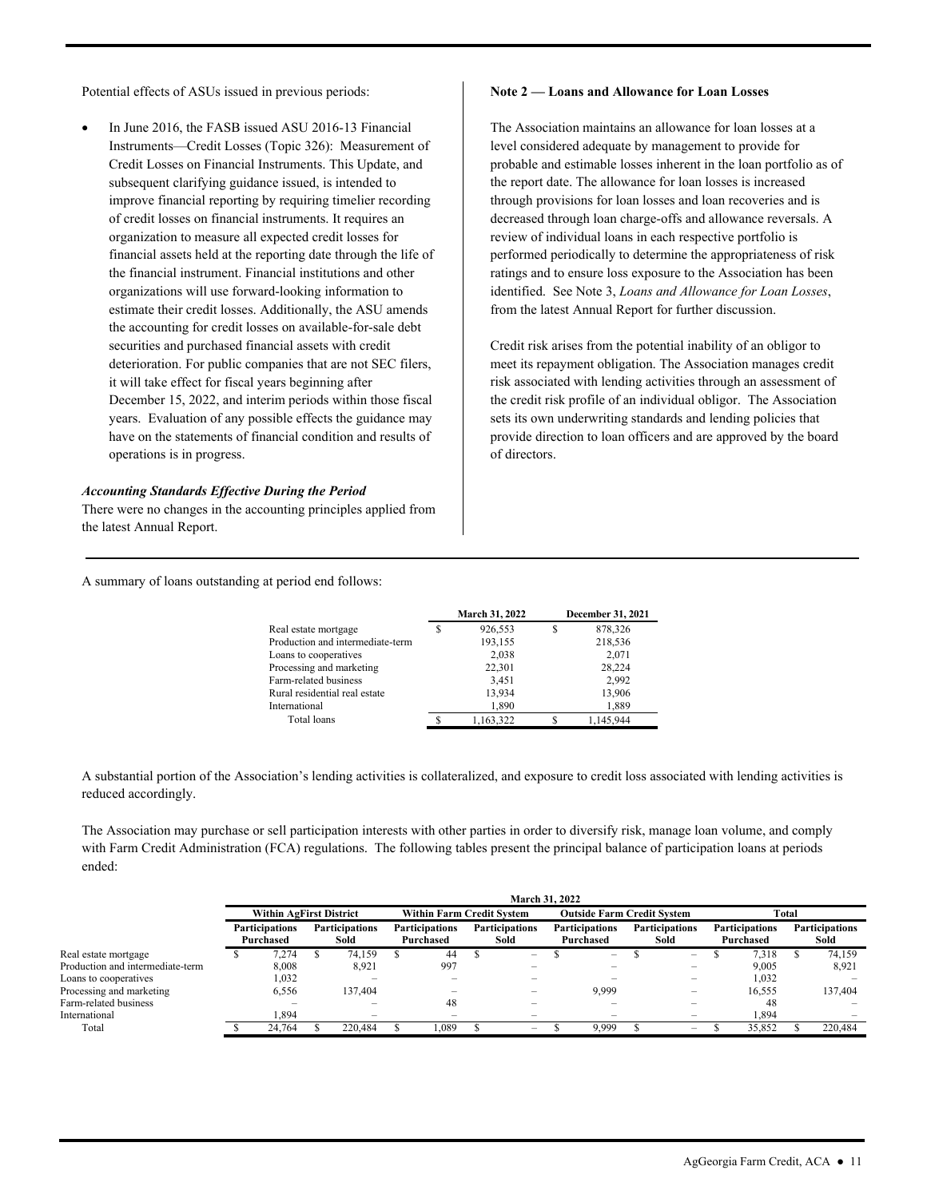Potential effects of ASUs issued in previous periods:

- In June 2016, the FASB issued ASU 2016-13 Financial Instruments—Credit Losses (Topic 326): Measurement of Credit Losses on Financial Instruments. This Update, and subsequent clarifying guidance issued, is intended to improve financial reporting by requiring timelier recording of credit losses on financial instruments. It requires an organization to measure all expected credit losses for financial assets held at the reporting date through the life of the financial instrument. Financial institutions and other organizations will use forward-looking information to estimate their credit losses. Additionally, the ASU amends the accounting for credit losses on available-for-sale debt securities and purchased financial assets with credit deterioration. For public companies that are not SEC filers, it will take effect for fiscal years beginning after December 15, 2022, and interim periods within those fiscal years. Evaluation of any possible effects the guidance may have on the statements of financial condition and results of operations is in progress.

***Accounting Standards Effective During the Period***

There were no changes in the accounting principles applied from the latest Annual Report.

**Note 2 — Loans and Allowance for Loan Losses**

The Association maintains an allowance for loan losses at a level considered adequate by management to provide for probable and estimable losses inherent in the loan portfolio as of the report date. The allowance for loan losses is increased through provisions for loan losses and loan recoveries and is decreased through loan charge-offs and allowance reversals. A review of individual loans in each respective portfolio is performed periodically to determine the appropriateness of risk ratings and to ensure loss exposure to the Association has been identified. See Note 3, *Loans and Allowance for Loan Losses*, from the latest Annual Report for further discussion.

Credit risk arises from the potential inability of an obligor to meet its repayment obligation. The Association manages credit risk associated with lending activities through an assessment of the credit risk profile of an individual obligor. The Association sets its own underwriting standards and lending policies that provide direction to loan officers and are approved by the board of directors.

A summary of loans outstanding at period end follows:

| | March 31, 2022 | December 31, 2021 |
|---|---|---|
| Real estate mortgage | $ 926,553 | $ 878,326 |
| Production and intermediate-term | 193,155 | 218,536 |
| Loans to cooperatives | 2,038 | 2,071 |
| Processing and marketing | 22,301 | 28,224 |
| Farm-related business | 3,451 | 2,992 |
| Rural residential real estate | 13,934 | 13,906 |
| International | 1,890 | 1,889 |
| Total loans | $ 1,163,322 | $ 1,145,944 |

A substantial portion of the Association's lending activities is collateralized, and exposure to credit loss associated with lending activities is reduced accordingly.

The Association may purchase or sell participation interests with other parties in order to diversify risk, manage loan volume, and comply with Farm Credit Administration (FCA) regulations. The following tables present the principal balance of participation loans at periods ended:

| | March 31, 2022 | | | | | | | |
|---|---|---|---|---|---|---|---|---|
| | Within AgFirst District | | Within Farm Credit System | | Outside Farm Credit System | | Total | |
| | Participations Purchased | Participations Sold | Participations Purchased | Participations Sold | Participations Purchased | Participations Sold | Participations Purchased | Participations Sold |
| Real estate mortgage | $ 7,274 | $ 74,159 | $ 44 | $ – | $ – | $ – | $ 7,318 | $ 74,159 |
| Production and intermediate-term | 8,008 | 8,921 | 997 | – | – | – | 9,005 | 8,921 |
| Loans to cooperatives | 1,032 | – | – | – | – | – | 1,032 | – |
| Processing and marketing | 6,556 | 137,404 | – | – | 9,999 | – | 16,555 | 137,404 |
| Farm-related business | – | – | 48 | – | – | – | 48 | – |
| International | 1,894 | – | – | – | – | – | 1,894 | – |
| Total | $ 24,764 | $ 220,484 | $ 1,089 | $ – | $ 9,999 | $ – | $ 35,852 | $ 220,484 |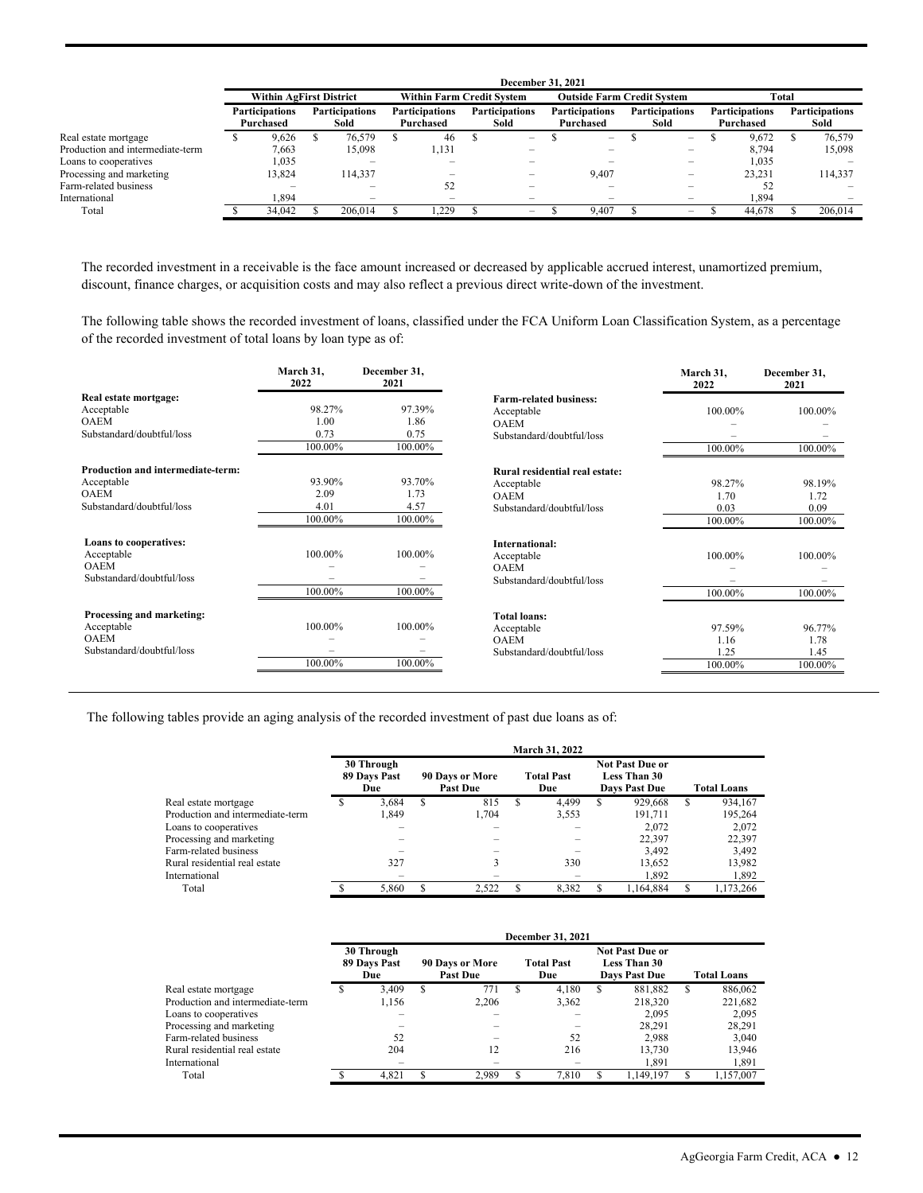| | December 31, 2021 | | | | | | | |
|---|---|---|---|---|---|---|---|---|
| | Within AgFirst District | | Within Farm Credit System | | Outside Farm Credit System | | Total | |
| | Participations Purchased | Participations Sold | Participations Purchased | Participations Sold | Participations Purchased | Participations Sold | Participations Purchased | Participations Sold |
| Real estate mortgage | $ 9,626 | $ 76,579 | $ 46 | $ – | $ – | $ – | $ 9,672 | $ 76,579 |
| Production and intermediate-term | 7,663 | 15,098 | 1,131 | – | – | – | 8,794 | 15,098 |
| Loans to cooperatives | 1,035 | – | – | – | – | – | 1,035 | – |
| Processing and marketing | 13,824 | 114,337 | – | – | 9,407 | – | 23,231 | 114,337 |
| Farm-related business | – | – | 52 | – | – | – | 52 | – |
| International | 1,894 | – | – | – | – | – | 1,894 | – |
| Total | $ 34,042 | $ 206,014 | $ 1,229 | $ – | $ 9,407 | $ – | $ 44,678 | $ 206,014 |

The recorded investment in a receivable is the face amount increased or decreased by applicable accrued interest, unamortized premium, discount, finance charges, or acquisition costs and may also reflect a previous direct write-down of the investment.

The following table shows the recorded investment of loans, classified under the FCA Uniform Loan Classification System, as a percentage of the recorded investment of total loans by loan type as of:

| | March 31, 2022 | December 31, 2021 |
|---|---|---|
| **Real estate mortgage:** | | |
| Acceptable | 98.27% | 97.39% |
| OAEM | 1.00 | 1.86 |
| Substandard/doubtful/loss | 0.73 | 0.75 |
| | 100.00% | 100.00% |
| **Production and intermediate-term:** | | |
| Acceptable | 93.90% | 93.70% |
| OAEM | 2.09 | 1.73 |
| Substandard/doubtful/loss | 4.01 | 4.57 |
| | 100.00% | 100.00% |
| **Loans to cooperatives:** | | |
| Acceptable | 100.00% | 100.00% |
| OAEM | – | – |
| Substandard/doubtful/loss | – | – |
| | 100.00% | 100.00% |
| **Processing and marketing:** | | |
| Acceptable | 100.00% | 100.00% |
| OAEM | – | – |
| Substandard/doubtful/loss | – | – |
| | 100.00% | 100.00% |
| **Farm-related business:** | | |
| Acceptable | 100.00% | 100.00% |
| OAEM | – | – |
| Substandard/doubtful/loss | – | – |
| | 100.00% | 100.00% |
| **Rural residential real estate:** | | |
| Acceptable | 98.27% | 98.19% |
| OAEM | 1.70 | 1.72 |
| Substandard/doubtful/loss | 0.03 | 0.09 |
| | 100.00% | 100.00% |
| **International:** | | |
| Acceptable | 100.00% | 100.00% |
| OAEM | – | – |
| Substandard/doubtful/loss | – | – |
| | 100.00% | 100.00% |
| **Total loans:** | | |
| Acceptable | 97.59% | 96.77% |
| OAEM | 1.16 | 1.78 |
| Substandard/doubtful/loss | 1.25 | 1.45 |
| | 100.00% | 100.00% |

The following tables provide an aging analysis of the recorded investment of past due loans as of:

| | March 31, 2022 | | | | |
|---|---|---|---|---|---|
| | 30 Through 89 Days Past Due | 90 Days or More Past Due | Total Past Due | Not Past Due or Less Than 30 Days Past Due | Total Loans |
| Real estate mortgage | $ 3,684 | $ 815 | $ 4,499 | $ 929,668 | $ 934,167 |
| Production and intermediate-term | 1,849 | 1,704 | 3,553 | 191,711 | 195,264 |
| Loans to cooperatives | – | – | – | 2,072 | 2,072 |
| Processing and marketing | – | – | – | 22,397 | 22,397 |
| Farm-related business | – | – | – | 3,492 | 3,492 |
| Rural residential real estate | 327 | 3 | 330 | 13,652 | 13,982 |
| International | – | – | – | 1,892 | 1,892 |
| Total | $ 5,860 | $ 2,522 | $ 8,382 | $ 1,164,884 | $ 1,173,266 |

| | December 31, 2021 | | | | |
|---|---|---|---|---|---|
| | 30 Through 89 Days Past Due | 90 Days or More Past Due | Total Past Due | Not Past Due or Less Than 30 Days Past Due | Total Loans |
| Real estate mortgage | $ 3,409 | $ 771 | $ 4,180 | $ 881,882 | $ 886,062 |
| Production and intermediate-term | 1,156 | 2,206 | 3,362 | 218,320 | 221,682 |
| Loans to cooperatives | – | – | – | 2,095 | 2,095 |
| Processing and marketing | – | – | – | 28,291 | 28,291 |
| Farm-related business | 52 | – | 52 | 2,988 | 3,040 |
| Rural residential real estate | 204 | 12 | 216 | 13,730 | 13,946 |
| International | – | – | – | 1,891 | 1,891 |
| Total | $ 4,821 | $ 2,989 | $ 7,810 | $ 1,149,197 | $ 1,157,007 |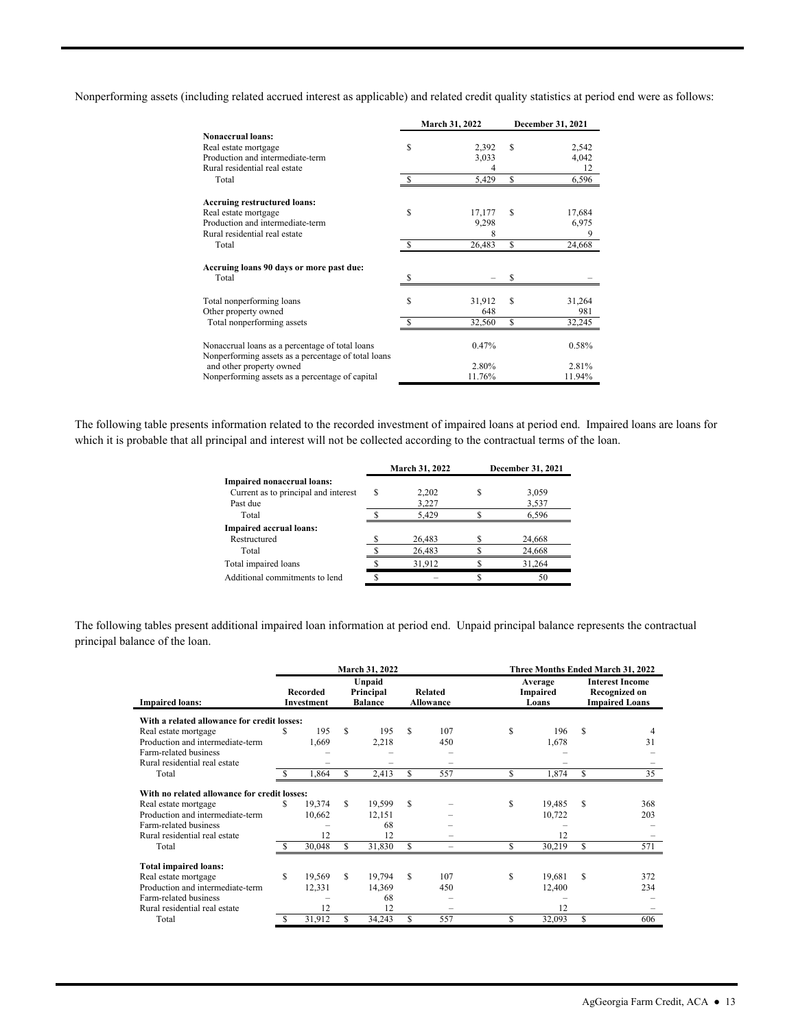Nonperforming assets (including related accrued interest as applicable) and related credit quality statistics at period end were as follows:

| | March 31, 2022 | December 31, 2021 |
|---|---|---|
| **Nonaccrual loans:** | | |
| Real estate mortgage | $ 2,392 | $ 2,542 |
| Production and intermediate-term | 3,033 | 4,042 |
| Rural residential real estate | 4 | 12 |
| Total | $ 5,429 | $ 6,596 |
| **Accruing restructured loans:** | | |
| Real estate mortgage | $ 17,177 | $ 17,684 |
| Production and intermediate-term | 9,298 | 6,975 |
| Rural residential real estate | 8 | 9 |
| Total | $ 26,483 | $ 24,668 |
| **Accruing loans 90 days or more past due:** | | |
| Total | $ – | $ – |
| Total nonperforming loans | $ 31,912 | $ 31,264 |
| Other property owned | 648 | 981 |
| Total nonperforming assets | $ 32,560 | $ 32,245 |
| Nonaccrual loans as a percentage of total loans | 0.47% | 0.58% |
| Nonperforming assets as a percentage of total loans and other property owned | 2.80% | 2.81% |
| Nonperforming assets as a percentage of capital | 11.76% | 11.94% |

The following table presents information related to the recorded investment of impaired loans at period end. Impaired loans are loans for which it is probable that all principal and interest will not be collected according to the contractual terms of the loan.

| | March 31, 2022 | December 31, 2021 |
|---|---|---|
| **Impaired nonaccrual loans:** | | |
| Current as to principal and interest | $ 2,202 | $ 3,059 |
| Past due | 3,227 | 3,537 |
| Total | $ 5,429 | $ 6,596 |
| **Impaired accrual loans:** | | |
| Restructured | $ 26,483 | $ 24,668 |
| Total | $ 26,483 | $ 24,668 |
| Total impaired loans | $ 31,912 | $ 31,264 |
| Additional commitments to lend | $ – | $ 50 |

The following tables present additional impaired loan information at period end. Unpaid principal balance represents the contractual principal balance of the loan.

| | March 31, 2022 | | | Three Months Ended March 31, 2022 | |
|---|---|---|---|---|---|
| **Impaired loans:** | Recorded Investment | Unpaid Principal Balance | Related Allowance | Average Impaired Loans | Interest Income Recognized on Impaired Loans |
| **With a related allowance for credit losses:** | | | | | |
| Real estate mortgage | $ 195 | $ 195 | $ 107 | $ 196 | $ 4 |
| Production and intermediate-term | 1,669 | 2,218 | 450 | 1,678 | 31 |
| Farm-related business | – | – | – | – | – |
| Rural residential real estate | – | – | – | – | – |
| Total | $ 1,864 | $ 2,413 | $ 557 | $ 1,874 | $ 35 |
| **With no related allowance for credit losses:** | | | | | |
| Real estate mortgage | $ 19,374 | $ 19,599 | $ – | $ 19,485 | $ 368 |
| Production and intermediate-term | 10,662 | 12,151 | – | 10,722 | 203 |
| Farm-related business | – | 68 | – | – | – |
| Rural residential real estate | 12 | 12 | – | 12 | – |
| Total | $ 30,048 | $ 31,830 | $ – | $ 30,219 | $ 571 |
| **Total impaired loans:** | | | | | |
| Real estate mortgage | $ 19,569 | $ 19,794 | $ 107 | $ 19,681 | $ 372 |
| Production and intermediate-term | 12,331 | 14,369 | 450 | 12,400 | 234 |
| Farm-related business | – | 68 | – | – | – |
| Rural residential real estate | 12 | 12 | – | 12 | – |
| Total | $ 31,912 | $ 34,243 | $ 557 | $ 32,093 | $ 606 |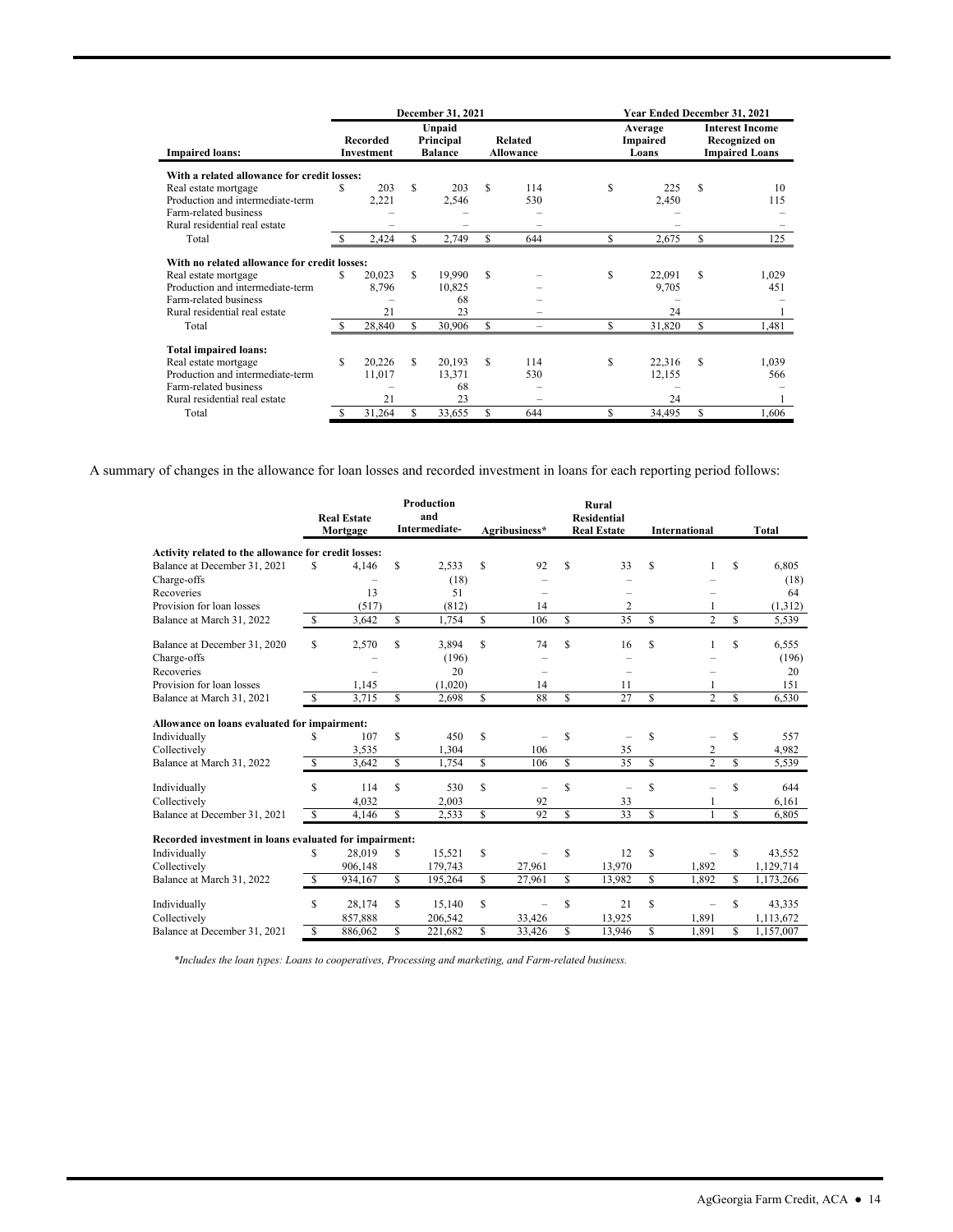| Impaired loans: | December 31, 2021 Recorded Investment | Unpaid Principal Balance | Related Allowance | Year Ended December 31, 2021 Average Impaired Loans | Interest Income Recognized on Impaired Loans |
|---|---|---|---|---|---|
| **With a related allowance for credit losses:** | | | | | |
| Real estate mortgage | $ 203 | $ 203 | $ 114 | $ 225 | $ 10 |
| Production and intermediate-term | 2,221 | 2,546 | 530 | 2,450 | 115 |
| Farm-related business | – | – | – | – | – |
| Rural residential real estate | – | – | – | – | – |
| Total | $ 2,424 | $ 2,749 | $ 644 | $ 2,675 | $ 125 |
| **With no related allowance for credit losses:** | | | | | |
| Real estate mortgage | $ 20,023 | $ 19,990 | $ – | $ 22,091 | $ 1,029 |
| Production and intermediate-term | 8,796 | 10,825 | – | 9,705 | 451 |
| Farm-related business | – | 68 | – | – | – |
| Rural residential real estate | 21 | 23 | – | 24 | 1 |
| Total | $ 28,840 | $ 30,906 | $ – | $ 31,820 | $ 1,481 |
| **Total impaired loans:** | | | | | |
| Real estate mortgage | $ 20,226 | $ 20,193 | $ 114 | $ 22,316 | $ 1,039 |
| Production and intermediate-term | 11,017 | 13,371 | 530 | 12,155 | 566 |
| Farm-related business | – | 68 | – | – | – |
| Rural residential real estate | 21 | 23 | – | 24 | 1 |
| Total | $ 31,264 | $ 33,655 | $ 644 | $ 34,495 | $ 1,606 |

A summary of changes in the allowance for loan losses and recorded investment in loans for each reporting period follows:

| | Real Estate Mortgage | Production and Intermediate- | Agribusiness* | Rural Residential Real Estate | International | Total |
|---|---|---|---|---|---|---|
| **Activity related to the allowance for credit losses:** | | | | | | |
| Balance at December 31, 2021 | $ 4,146 | $ 2,533 | $ 92 | $ 33 | $ 1 | $ 6,805 |
| Charge-offs | – | (18) | – | – | – | (18) |
| Recoveries | 13 | 51 | – | – | – | 64 |
| Provision for loan losses | (517) | (812) | 14 | 2 | 1 | (1,312) |
| Balance at March 31, 2022 | $ 3,642 | $ 1,754 | $ 106 | $ 35 | $ 2 | $ 5,539 |
| | | | | | | |
| Balance at December 31, 2020 | $ 2,570 | $ 3,894 | $ 74 | $ 16 | $ 1 | $ 6,555 |
| Charge-offs | – | (196) | – | – | – | (196) |
| Recoveries | – | 20 | – | – | – | 20 |
| Provision for loan losses | 1,145 | (1,020) | 14 | 11 | 1 | 151 |
| Balance at March 31, 2021 | $ 3,715 | $ 2,698 | $ 88 | $ 27 | $ 2 | $ 6,530 |
| **Allowance on loans evaluated for impairment:** | | | | | | |
| Individually | $ 107 | $ 450 | $ – | $ – | $ – | $ 557 |
| Collectively | 3,535 | 1,304 | 106 | 35 | 2 | 4,982 |
| Balance at March 31, 2022 | $ 3,642 | $ 1,754 | $ 106 | $ 35 | $ 2 | $ 5,539 |
| | | | | | | |
| Individually | $ 114 | $ 530 | $ – | $ – | $ – | $ 644 |
| Collectively | 4,032 | 2,003 | 92 | 33 | 1 | 6,161 |
| Balance at December 31, 2021 | $ 4,146 | $ 2,533 | $ 92 | $ 33 | $ 1 | $ 6,805 |
| **Recorded investment in loans evaluated for impairment:** | | | | | | |
| Individually | $ 28,019 | $ 15,521 | $ – | $ 12 | $ – | $ 43,552 |
| Collectively | 906,148 | 179,743 | 27,961 | 13,970 | 1,892 | 1,129,714 |
| Balance at March 31, 2022 | $ 934,167 | $ 195,264 | $ 27,961 | $ 13,982 | $ 1,892 | $ 1,173,266 |
| | | | | | | |
| Individually | $ 28,174 | $ 15,140 | $ – | $ 21 | $ – | $ 43,335 |
| Collectively | 857,888 | 206,542 | 33,426 | 13,925 | 1,891 | 1,113,672 |
| Balance at December 31, 2021 | $ 886,062 | $ 221,682 | $ 33,426 | $ 13,946 | $ 1,891 | $ 1,157,007 |

*\*Includes the loan types: Loans to cooperatives, Processing and marketing, and Farm-related business.*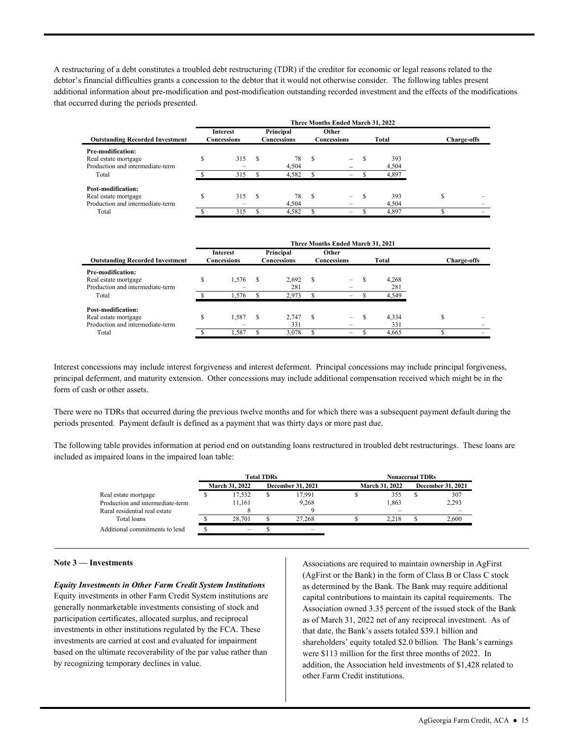A restructuring of a debt constitutes a troubled debt restructuring (TDR) if the creditor for economic or legal reasons related to the debtor's financial difficulties grants a concession to the debtor that it would not otherwise consider. The following tables present additional information about pre-modification and post-modification outstanding recorded investment and the effects of the modifications that occurred during the periods presented.

| | Three Months Ended March 31, 2022 | | | | |
|---|---|---|---|---|---|
| **Outstanding Recorded Investment** | **Interest Concessions** | **Principal Concessions** | **Other Concessions** | **Total** | **Charge-offs** |
| **Pre-modification:** | | | | | |
| Real estate mortgage | $ 315 | $ 78 | $ – | $ 393 | |
| Production and intermediate-term | – | 4,504 | – | 4,504 | |
| Total | $ 315 | $ 4,582 | $ – | $ 4,897 | |
| **Post-modification:** | | | | | |
| Real estate mortgage | $ 315 | $ 78 | $ – | $ 393 | $ – |
| Production and intermediate-term | – | 4,504 | – | 4,504 | – |
| Total | $ 315 | $ 4,582 | $ – | $ 4,897 | $ – |

| | Three Months Ended March 31, 2021 | | | | |
|---|---|---|---|---|---|
| **Outstanding Recorded Investment** | **Interest Concessions** | **Principal Concessions** | **Other Concessions** | **Total** | **Charge-offs** |
| **Pre-modification:** | | | | | |
| Real estate mortgage | $ 1,576 | $ 2,692 | $ – | $ 4,268 | |
| Production and intermediate-term | – | 281 | – | 281 | |
| Total | $ 1,576 | $ 2,973 | $ – | $ 4,549 | |
| **Post-modification:** | | | | | |
| Real estate mortgage | $ 1,587 | $ 2,747 | $ – | $ 4,334 | $ – |
| Production and intermediate-term | – | 331 | – | 331 | – |
| Total | $ 1,587 | $ 3,078 | $ – | $ 4,665 | $ – |

Interest concessions may include interest forgiveness and interest deferment. Principal concessions may include principal forgiveness, principal deferment, and maturity extension. Other concessions may include additional compensation received which might be in the form of cash or other assets.

There were no TDRs that occurred during the previous twelve months and for which there was a subsequent payment default during the periods presented. Payment default is defined as a payment that was thirty days or more past due.

The following table provides information at period end on outstanding loans restructured in troubled debt restructurings. These loans are included as impaired loans in the impaired loan table:

| | Total TDRs | | Nonaccrual TDRs | |
|---|---|---|---|---|
| | **March 31, 2022** | **December 31, 2021** | **March 31, 2022** | **December 31, 2021** |
| Real estate mortgage | $ 17,532 | $ 17,991 | $ 355 | $ 307 |
| Production and intermediate-term | 11,161 | 9,268 | 1,863 | 2,293 |
| Rural residential real estate | 8 | 9 | – | – |
| Total loans | $ 28,701 | $ 27,268 | $ 2,218 | $ 2,600 |
| Additional commitments to lend | $ – | $ – | | |

**Note 3 — Investments**

***Equity Investments in Other Farm Credit System Institutions***

Equity investments in other Farm Credit System institutions are generally nonmarketable investments consisting of stock and participation certificates, allocated surplus, and reciprocal investments in other institutions regulated by the FCA. These investments are carried at cost and evaluated for impairment based on the ultimate recoverability of the par value rather than by recognizing temporary declines in value.

Associations are required to maintain ownership in AgFirst (AgFirst or the Bank) in the form of Class B or Class C stock as determined by the Bank. The Bank may require additional capital contributions to maintain its capital requirements. The Association owned 3.35 percent of the issued stock of the Bank as of March 31, 2022 net of any reciprocal investment. As of that date, the Bank's assets totaled $39.1 billion and shareholders' equity totaled $2.0 billion. The Bank's earnings were $113 million for the first three months of 2022. In addition, the Association held investments of $1,428 related to other Farm Credit institutions.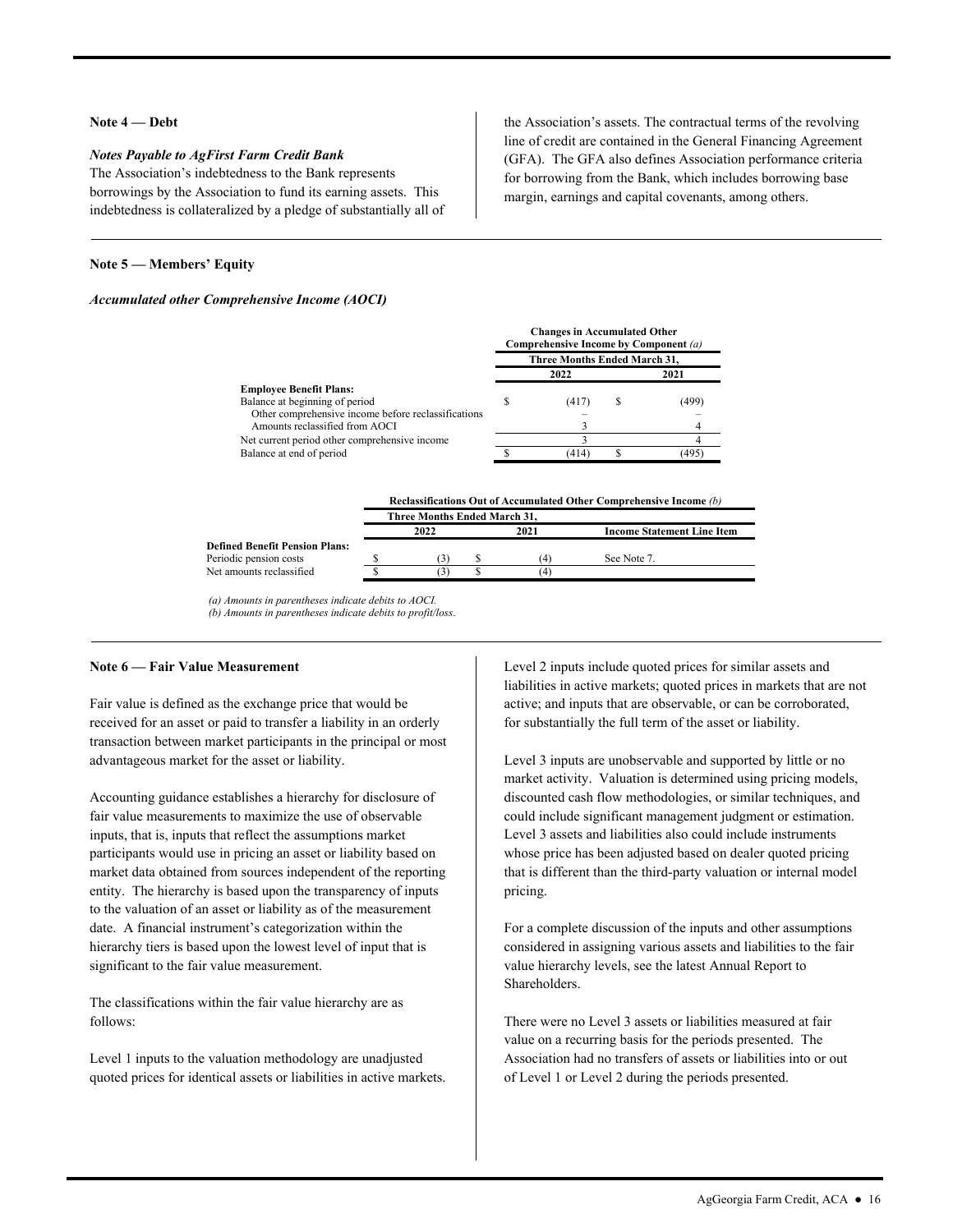**Note 4 — Debt**

***Notes Payable to AgFirst Farm Credit Bank***

The Association's indebtedness to the Bank represents borrowings by the Association to fund its earning assets. This indebtedness is collateralized by a pledge of substantially all of the Association's assets. The contractual terms of the revolving line of credit are contained in the General Financing Agreement (GFA). The GFA also defines Association performance criteria for borrowing from the Bank, which includes borrowing base margin, earnings and capital covenants, among others.

**Note 5 — Members' Equity**

***Accumulated other Comprehensive Income (AOCI)***

| | Changes in Accumulated Other Comprehensive Income by Component *(a)* | |
|---|---|---|
| | Three Months Ended March 31, | |
| | 2022 | 2021 |
| **Employee Benefit Plans:** | | |
| Balance at beginning of period | $ (417) | $ (499) |
| Other comprehensive income before reclassifications | – | – |
| Amounts reclassified from AOCI | 3 | 4 |
| Net current period other comprehensive income | 3 | 4 |
| Balance at end of period | $ (414) | $ (495) |

| | Reclassifications Out of Accumulated Other Comprehensive Income *(b)* | | |
|---|---|---|---|
| | Three Months Ended March 31, | | |
| | 2022 | 2021 | Income Statement Line Item |
| **Defined Benefit Pension Plans:** | | | |
| Periodic pension costs | $ (3) | $ (4) | See Note 7. |
| Net amounts reclassified | $ (3) | $ (4) | |

*(a) Amounts in parentheses indicate debits to AOCI.*
*(b) Amounts in parentheses indicate debits to profit/loss.*

**Note 6 — Fair Value Measurement**

Fair value is defined as the exchange price that would be received for an asset or paid to transfer a liability in an orderly transaction between market participants in the principal or most advantageous market for the asset or liability.

Accounting guidance establishes a hierarchy for disclosure of fair value measurements to maximize the use of observable inputs, that is, inputs that reflect the assumptions market participants would use in pricing an asset or liability based on market data obtained from sources independent of the reporting entity. The hierarchy is based upon the transparency of inputs to the valuation of an asset or liability as of the measurement date. A financial instrument's categorization within the hierarchy tiers is based upon the lowest level of input that is significant to the fair value measurement.

The classifications within the fair value hierarchy are as follows:

Level 1 inputs to the valuation methodology are unadjusted quoted prices for identical assets or liabilities in active markets.

Level 2 inputs include quoted prices for similar assets and liabilities in active markets; quoted prices in markets that are not active; and inputs that are observable, or can be corroborated, for substantially the full term of the asset or liability.

Level 3 inputs are unobservable and supported by little or no market activity. Valuation is determined using pricing models, discounted cash flow methodologies, or similar techniques, and could include significant management judgment or estimation. Level 3 assets and liabilities also could include instruments whose price has been adjusted based on dealer quoted pricing that is different than the third-party valuation or internal model pricing.

For a complete discussion of the inputs and other assumptions considered in assigning various assets and liabilities to the fair value hierarchy levels, see the latest Annual Report to Shareholders.

There were no Level 3 assets or liabilities measured at fair value on a recurring basis for the periods presented. The Association had no transfers of assets or liabilities into or out of Level 1 or Level 2 during the periods presented.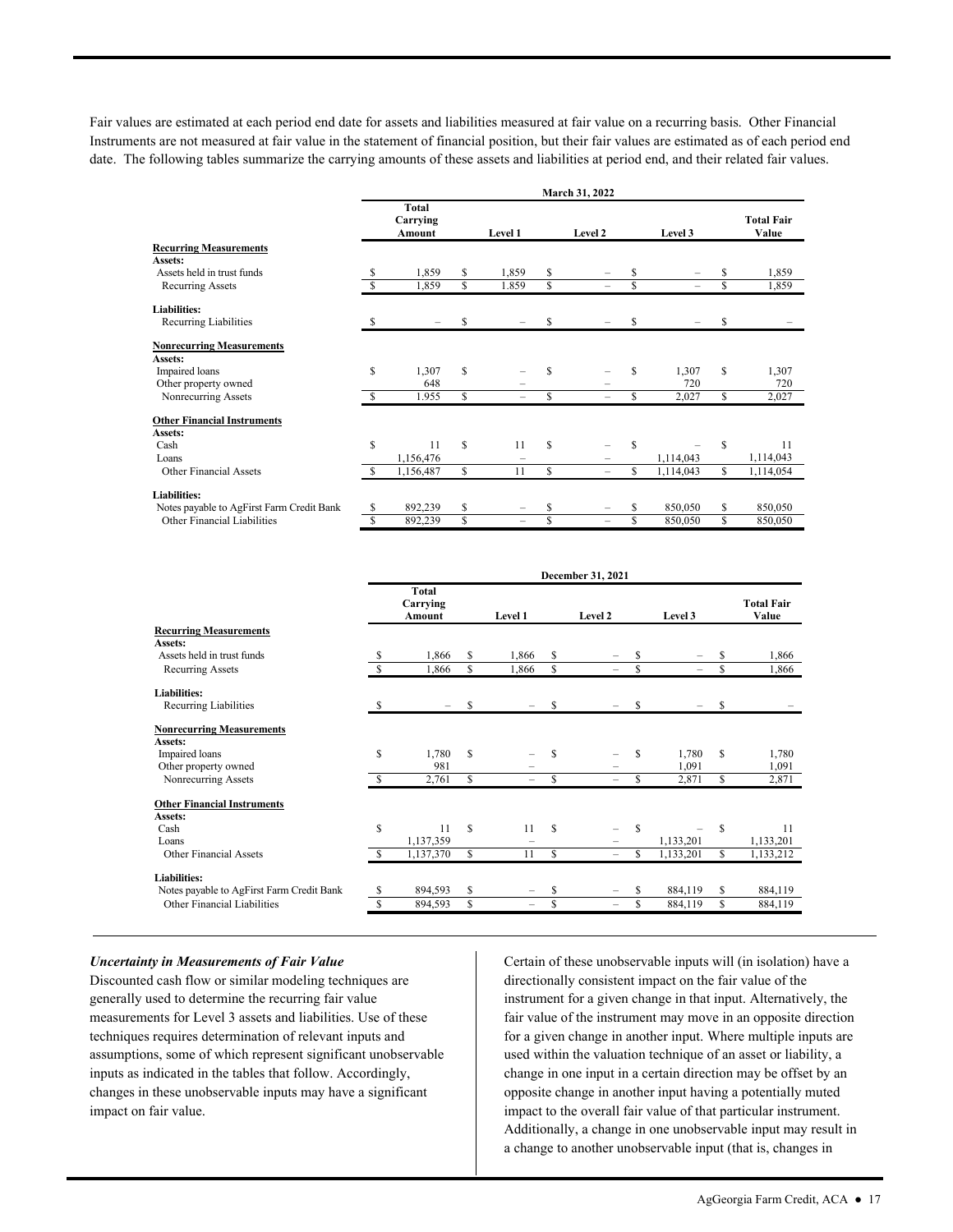Fair values are estimated at each period end date for assets and liabilities measured at fair value on a recurring basis. Other Financial Instruments are not measured at fair value in the statement of financial position, but their fair values are estimated as of each period end date. The following tables summarize the carrying amounts of these assets and liabilities at period end, and their related fair values.

| | March 31, 2022 | | | | |
|---|---|---|---|---|---|
| | Total Carrying Amount | Level 1 | Level 2 | Level 3 | Total Fair Value |
| **Recurring Measurements** | | | | | |
| **Assets:** | | | | | |
| Assets held in trust funds | $ 1,859 | $ 1,859 | $ – | $ – | $ 1,859 |
| Recurring Assets | $ 1,859 | $ 1,859 | $ – | $ – | $ 1,859 |
| **Liabilities:** | | | | | |
| Recurring Liabilities | $ – | $ – | $ – | $ – | $ – |
| **Nonrecurring Measurements** | | | | | |
| **Assets:** | | | | | |
| Impaired loans | $ 1,307 | $ – | $ – | $ 1,307 | $ 1,307 |
| Other property owned | 648 | – | – | 720 | 720 |
| Nonrecurring Assets | $ 1,955 | $ – | $ – | $ 2,027 | $ 2,027 |
| **Other Financial Instruments** | | | | | |
| **Assets:** | | | | | |
| Cash | $ 11 | $ 11 | $ – | $ – | $ 11 |
| Loans | 1,156,476 | – | – | 1,114,043 | 1,114,043 |
| Other Financial Assets | $ 1,156,487 | $ 11 | $ – | $ 1,114,043 | $ 1,114,054 |
| **Liabilities:** | | | | | |
| Notes payable to AgFirst Farm Credit Bank | $ 892,239 | $ – | $ – | $ 850,050 | $ 850,050 |
| Other Financial Liabilities | $ 892,239 | $ – | $ – | $ 850,050 | $ 850,050 |

| | December 31, 2021 | | | | |
|---|---|---|---|---|---|
| | Total Carrying Amount | Level 1 | Level 2 | Level 3 | Total Fair Value |
| **Recurring Measurements** | | | | | |
| **Assets:** | | | | | |
| Assets held in trust funds | $ 1,866 | $ 1,866 | $ – | $ – | $ 1,866 |
| Recurring Assets | $ 1,866 | $ 1,866 | $ – | $ – | $ 1,866 |
| **Liabilities:** | | | | | |
| Recurring Liabilities | $ – | $ – | $ – | $ – | $ – |
| **Nonrecurring Measurements** | | | | | |
| **Assets:** | | | | | |
| Impaired loans | $ 1,780 | $ – | $ – | $ 1,780 | $ 1,780 |
| Other property owned | 981 | – | – | 1,091 | 1,091 |
| Nonrecurring Assets | $ 2,761 | $ – | $ – | $ 2,871 | $ 2,871 |
| **Other Financial Instruments** | | | | | |
| **Assets:** | | | | | |
| Cash | $ 11 | $ 11 | $ – | $ – | $ 11 |
| Loans | 1,137,359 | – | – | 1,133,201 | 1,133,201 |
| Other Financial Assets | $ 1,137,370 | $ 11 | $ – | $ 1,133,201 | $ 1,133,212 |
| **Liabilities:** | | | | | |
| Notes payable to AgFirst Farm Credit Bank | $ 894,593 | $ – | $ – | $ 884,119 | $ 884,119 |
| Other Financial Liabilities | $ 894,593 | $ – | $ – | $ 884,119 | $ 884,119 |

***Uncertainty in Measurements of Fair Value***

Discounted cash flow or similar modeling techniques are generally used to determine the recurring fair value measurements for Level 3 assets and liabilities. Use of these techniques requires determination of relevant inputs and assumptions, some of which represent significant unobservable inputs as indicated in the tables that follow. Accordingly, changes in these unobservable inputs may have a significant impact on fair value.

Certain of these unobservable inputs will (in isolation) have a directionally consistent impact on the fair value of the instrument for a given change in that input. Alternatively, the fair value of the instrument may move in an opposite direction for a given change in another input. Where multiple inputs are used within the valuation technique of an asset or liability, a change in one input in a certain direction may be offset by an opposite change in another input having a potentially muted impact to the overall fair value of that particular instrument. Additionally, a change in one unobservable input may result in a change to another unobservable input (that is, changes in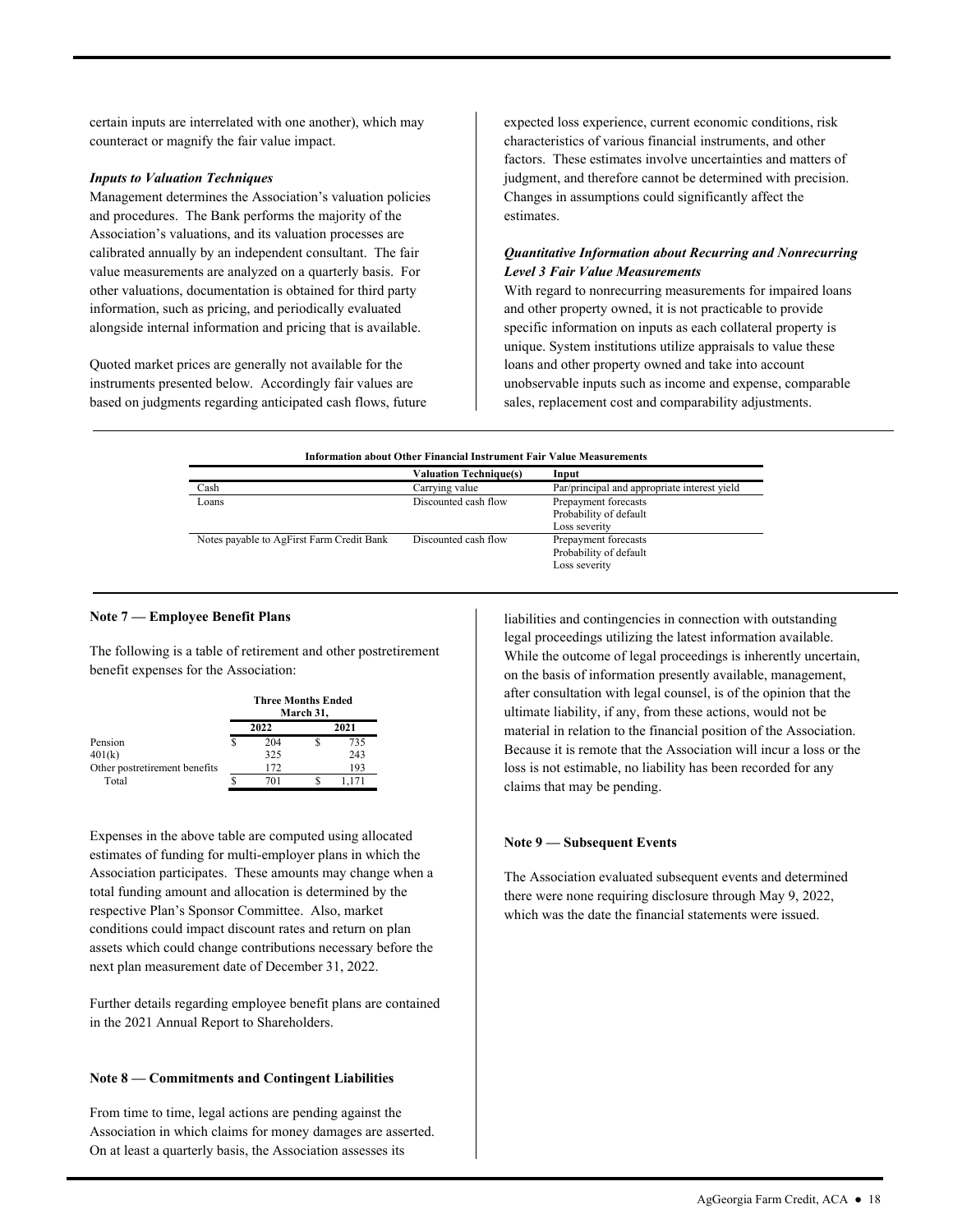certain inputs are interrelated with one another), which may counteract or magnify the fair value impact.

***Inputs to Valuation Techniques***

Management determines the Association's valuation policies and procedures. The Bank performs the majority of the Association's valuations, and its valuation processes are calibrated annually by an independent consultant. The fair value measurements are analyzed on a quarterly basis. For other valuations, documentation is obtained for third party information, such as pricing, and periodically evaluated alongside internal information and pricing that is available.

Quoted market prices are generally not available for the instruments presented below. Accordingly fair values are based on judgments regarding anticipated cash flows, future expected loss experience, current economic conditions, risk characteristics of various financial instruments, and other factors. These estimates involve uncertainties and matters of judgment, and therefore cannot be determined with precision. Changes in assumptions could significantly affect the estimates.

***Quantitative Information about Recurring and Nonrecurring Level 3 Fair Value Measurements***

With regard to nonrecurring measurements for impaired loans and other property owned, it is not practicable to provide specific information on inputs as each collateral property is unique. System institutions utilize appraisals to value these loans and other property owned and take into account unobservable inputs such as income and expense, comparable sales, replacement cost and comparability adjustments.

**Information about Other Financial Instrument Fair Value Measurements**

| | Valuation Technique(s) | Input |
|---|---|---|
| Cash | Carrying value | Par/principal and appropriate interest yield |
| Loans | Discounted cash flow | Prepayment forecasts<br>Probability of default<br>Loss severity |
| Notes payable to AgFirst Farm Credit Bank | Discounted cash flow | Prepayment forecasts<br>Probability of default<br>Loss severity |

**Note 7 — Employee Benefit Plans**

The following is a table of retirement and other postretirement benefit expenses for the Association:

| | Three Months Ended March 31, | |
|---|---|---|
| | 2022 | 2021 |
| Pension | $ 204 | $ 735 |
| 401(k) | 325 | 243 |
| Other postretirement benefits | 172 | 193 |
| Total | $ 701 | $ 1,171 |

Expenses in the above table are computed using allocated estimates of funding for multi-employer plans in which the Association participates. These amounts may change when a total funding amount and allocation is determined by the respective Plan's Sponsor Committee. Also, market conditions could impact discount rates and return on plan assets which could change contributions necessary before the next plan measurement date of December 31, 2022.

Further details regarding employee benefit plans are contained in the 2021 Annual Report to Shareholders.

**Note 8 — Commitments and Contingent Liabilities**

From time to time, legal actions are pending against the Association in which claims for money damages are asserted. On at least a quarterly basis, the Association assesses its liabilities and contingencies in connection with outstanding legal proceedings utilizing the latest information available. While the outcome of legal proceedings is inherently uncertain, on the basis of information presently available, management, after consultation with legal counsel, is of the opinion that the ultimate liability, if any, from these actions, would not be material in relation to the financial position of the Association. Because it is remote that the Association will incur a loss or the loss is not estimable, no liability has been recorded for any claims that may be pending.

**Note 9 — Subsequent Events**

The Association evaluated subsequent events and determined there were none requiring disclosure through May 9, 2022, which was the date the financial statements were issued.